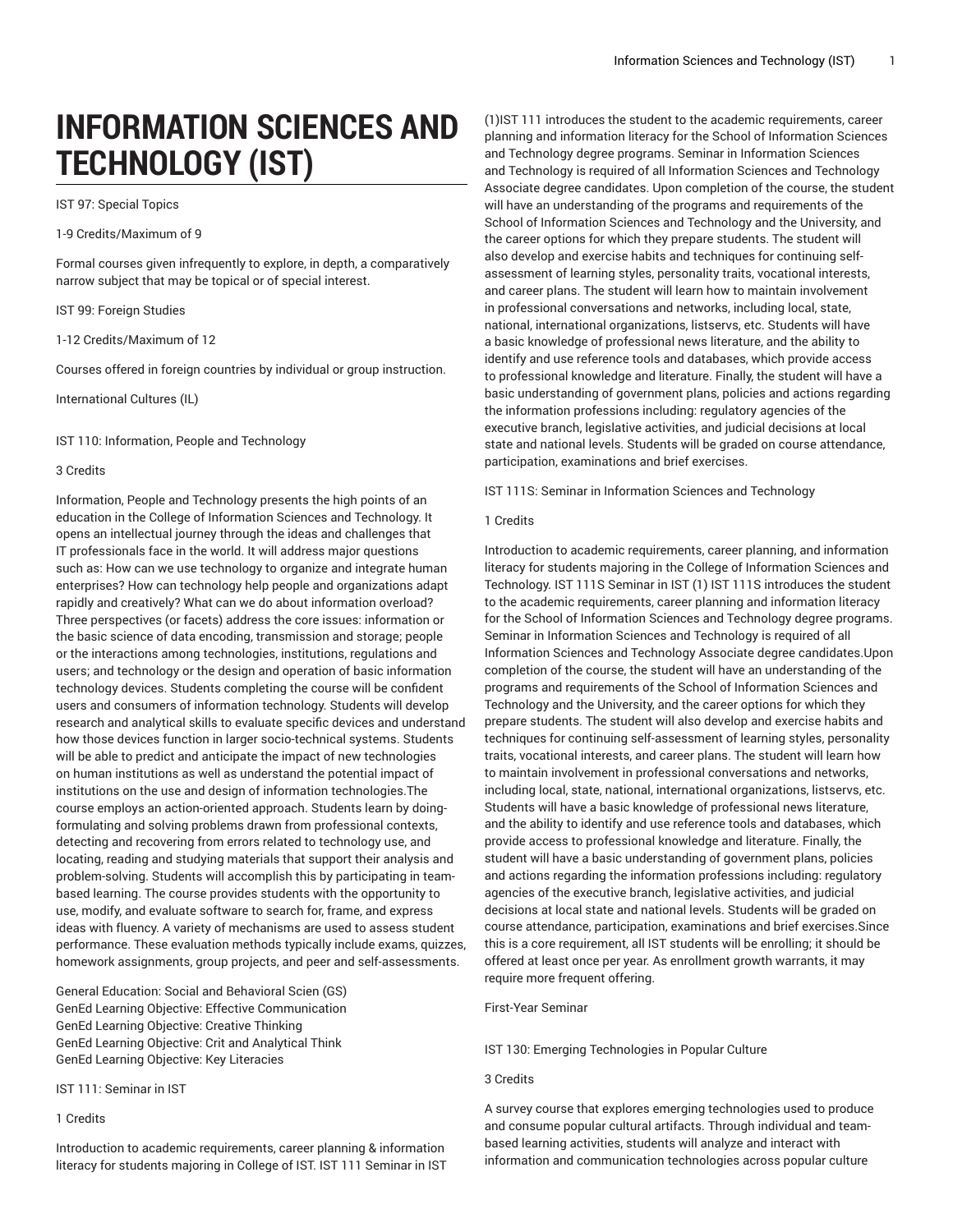# INFORMATION SCIENCES AND TECHNOLOGY (IST)

IST 97: Special Topics

1-9 Credits/Maximum of 9

Formal courses given infrequently to explore, in depth, a comparatively narrow subject that may be topical or of special interest.

IST 99: Foreign Studies

1-12 Credits/Maximum of 12

Courses offered in foreign countries by individual or group instruction.

International Cultures (IL)

IST 110: Information, People and Technology

3 Credits

Information, People and Technology presents the high points of an education in the College of Information Sciences and Technology. It opens an intellectual journey through the ideas and challenges that IT professionals face in the world. It will address major questions such as: How can we use technology to organize and integrate human enterprises? How can technology help people and organizations adapt rapidly and creatively? What can we do about information overload? Three perspectives (or facets) address the core issues: information or the basic science of data encoding, transmission and storage; people or the interactions among technologies, institutions, regulations and users; and technology or the design and operation of basic information technology devices. Students completing the course will be confident users and consumers of information technology. Students will develop research and analytical skills to evaluate specific devices and understand how those devices function in larger socio-technical systems. Students will be able to predict and anticipate the impact of new technologies on human institutions as well as understand the potential impact of institutions on the use and design of information technologies.The course employs an action-oriented approach. Students learn by doing-formulating and solving problems drawn from professional contexts, detecting and recovering from errors related to technology use, and locating, reading and studying materials that support their analysis and problem-solving. Students will accomplish this by participating in team-based learning. The course provides students with the opportunity to use, modify, and evaluate software to search for, frame, and express ideas with fluency. A variety of mechanisms are used to assess student performance. These evaluation methods typically include exams, quizzes, homework assignments, group projects, and peer and self-assessments.

General Education: Social and Behavioral Scien (GS)
GenEd Learning Objective: Effective Communication
GenEd Learning Objective: Creative Thinking
GenEd Learning Objective: Crit and Analytical Think
GenEd Learning Objective: Key Literacies

IST 111: Seminar in IST

1 Credits

Introduction to academic requirements, career planning & information literacy for students majoring in College of IST. IST 111 Seminar in IST (1)IST 111 introduces the student to the academic requirements, career planning and information literacy for the School of Information Sciences and Technology degree programs. Seminar in Information Sciences and Technology is required of all Information Sciences and Technology Associate degree candidates. Upon completion of the course, the student will have an understanding of the programs and requirements of the School of Information Sciences and Technology and the University, and the career options for which they prepare students. The student will also develop and exercise habits and techniques for continuing self-assessment of learning styles, personality traits, vocational interests, and career plans. The student will learn how to maintain involvement in professional conversations and networks, including local, state, national, international organizations, listservs, etc. Students will have a basic knowledge of professional news literature, and the ability to identify and use reference tools and databases, which provide access to professional knowledge and literature. Finally, the student will have a basic understanding of government plans, policies and actions regarding the information professions including: regulatory agencies of the executive branch, legislative activities, and judicial decisions at local state and national levels. Students will be graded on course attendance, participation, examinations and brief exercises.

IST 111S: Seminar in Information Sciences and Technology

1 Credits

Introduction to academic requirements, career planning, and information literacy for students majoring in the College of Information Sciences and Technology. IST 111S Seminar in IST (1) IST 111S introduces the student to the academic requirements, career planning and information literacy for the School of Information Sciences and Technology degree programs. Seminar in Information Sciences and Technology is required of all Information Sciences and Technology Associate degree candidates.Upon completion of the course, the student will have an understanding of the programs and requirements of the School of Information Sciences and Technology and the University, and the career options for which they prepare students. The student will also develop and exercise habits and techniques for continuing self-assessment of learning styles, personality traits, vocational interests, and career plans. The student will learn how to maintain involvement in professional conversations and networks, including local, state, national, international organizations, listservs, etc. Students will have a basic knowledge of professional news literature, and the ability to identify and use reference tools and databases, which provide access to professional knowledge and literature. Finally, the student will have a basic understanding of government plans, policies and actions regarding the information professions including: regulatory agencies of the executive branch, legislative activities, and judicial decisions at local state and national levels. Students will be graded on course attendance, participation, examinations and brief exercises.Since this is a core requirement, all IST students will be enrolling; it should be offered at least once per year. As enrollment growth warrants, it may require more frequent offering.

First-Year Seminar

IST 130: Emerging Technologies in Popular Culture

3 Credits

A survey course that explores emerging technologies used to produce and consume popular cultural artifacts. Through individual and team-based learning activities, students will analyze and interact with information and communication technologies across popular culture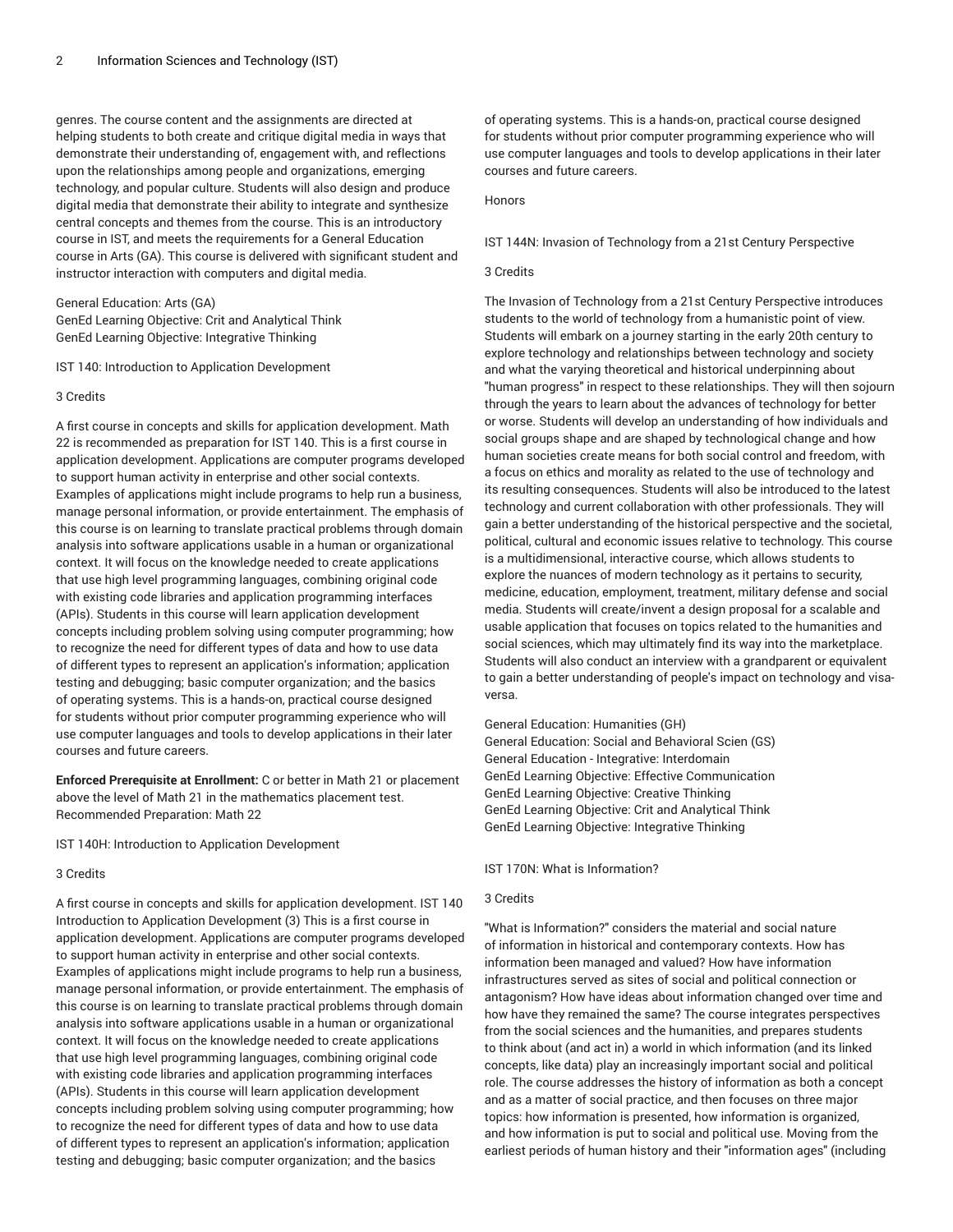genres. The course content and the assignments are directed at helping students to both create and critique digital media in ways that demonstrate their understanding of, engagement with, and reflections upon the relationships among people and organizations, emerging technology, and popular culture. Students will also design and produce digital media that demonstrate their ability to integrate and synthesize central concepts and themes from the course. This is an introductory course in IST, and meets the requirements for a General Education course in Arts (GA). This course is delivered with significant student and instructor interaction with computers and digital media.

General Education: Arts (GA)
GenEd Learning Objective: Crit and Analytical Think
GenEd Learning Objective: Integrative Thinking

IST 140: Introduction to Application Development

3 Credits

A first course in concepts and skills for application development. Math 22 is recommended as preparation for IST 140. This is a first course in application development. Applications are computer programs developed to support human activity in enterprise and other social contexts. Examples of applications might include programs to help run a business, manage personal information, or provide entertainment. The emphasis of this course is on learning to translate practical problems through domain analysis into software applications usable in a human or organizational context. It will focus on the knowledge needed to create applications that use high level programming languages, combining original code with existing code libraries and application programming interfaces (APIs). Students in this course will learn application development concepts including problem solving using computer programming; how to recognize the need for different types of data and how to use data of different types to represent an application's information; application testing and debugging; basic computer organization; and the basics of operating systems. This is a hands-on, practical course designed for students without prior computer programming experience who will use computer languages and tools to develop applications in their later courses and future careers.

**Enforced Prerequisite at Enrollment:** C or better in Math 21 or placement above the level of Math 21 in the mathematics placement test. Recommended Preparation: Math 22

IST 140H: Introduction to Application Development

3 Credits

A first course in concepts and skills for application development. IST 140 Introduction to Application Development (3) This is a first course in application development. Applications are computer programs developed to support human activity in enterprise and other social contexts. Examples of applications might include programs to help run a business, manage personal information, or provide entertainment. The emphasis of this course is on learning to translate practical problems through domain analysis into software applications usable in a human or organizational context. It will focus on the knowledge needed to create applications that use high level programming languages, combining original code with existing code libraries and application programming interfaces (APIs). Students in this course will learn application development concepts including problem solving using computer programming; how to recognize the need for different types of data and how to use data of different types to represent an application's information; application testing and debugging; basic computer organization; and the basics of operating systems. This is a hands-on, practical course designed for students without prior computer programming experience who will use computer languages and tools to develop applications in their later courses and future careers.

Honors

IST 144N: Invasion of Technology from a 21st Century Perspective

3 Credits

The Invasion of Technology from a 21st Century Perspective introduces students to the world of technology from a humanistic point of view. Students will embark on a journey starting in the early 20th century to explore technology and relationships between technology and society and what the varying theoretical and historical underpinning about "human progress" in respect to these relationships. They will then sojourn through the years to learn about the advances of technology for better or worse. Students will develop an understanding of how individuals and social groups shape and are shaped by technological change and how human societies create means for both social control and freedom, with a focus on ethics and morality as related to the use of technology and its resulting consequences. Students will also be introduced to the latest technology and current collaboration with other professionals. They will gain a better understanding of the historical perspective and the societal, political, cultural and economic issues relative to technology. This course is a multidimensional, interactive course, which allows students to explore the nuances of modern technology as it pertains to security, medicine, education, employment, treatment, military defense and social media. Students will create/invent a design proposal for a scalable and usable application that focuses on topics related to the humanities and social sciences, which may ultimately find its way into the marketplace. Students will also conduct an interview with a grandparent or equivalent to gain a better understanding of people's impact on technology and visa-versa.

General Education: Humanities (GH)
General Education: Social and Behavioral Scien (GS)
General Education - Integrative: Interdomain
GenEd Learning Objective: Effective Communication
GenEd Learning Objective: Creative Thinking
GenEd Learning Objective: Crit and Analytical Think
GenEd Learning Objective: Integrative Thinking

IST 170N: What is Information?

3 Credits

"What is Information?" considers the material and social nature of information in historical and contemporary contexts. How has information been managed and valued? How have information infrastructures served as sites of social and political connection or antagonism? How have ideas about information changed over time and how have they remained the same? The course integrates perspectives from the social sciences and the humanities, and prepares students to think about (and act in) a world in which information (and its linked concepts, like data) play an increasingly important social and political role. The course addresses the history of information as both a concept and as a matter of social practice, and then focuses on three major topics: how information is presented, how information is organized, and how information is put to social and political use. Moving from the earliest periods of human history and their "information ages" (including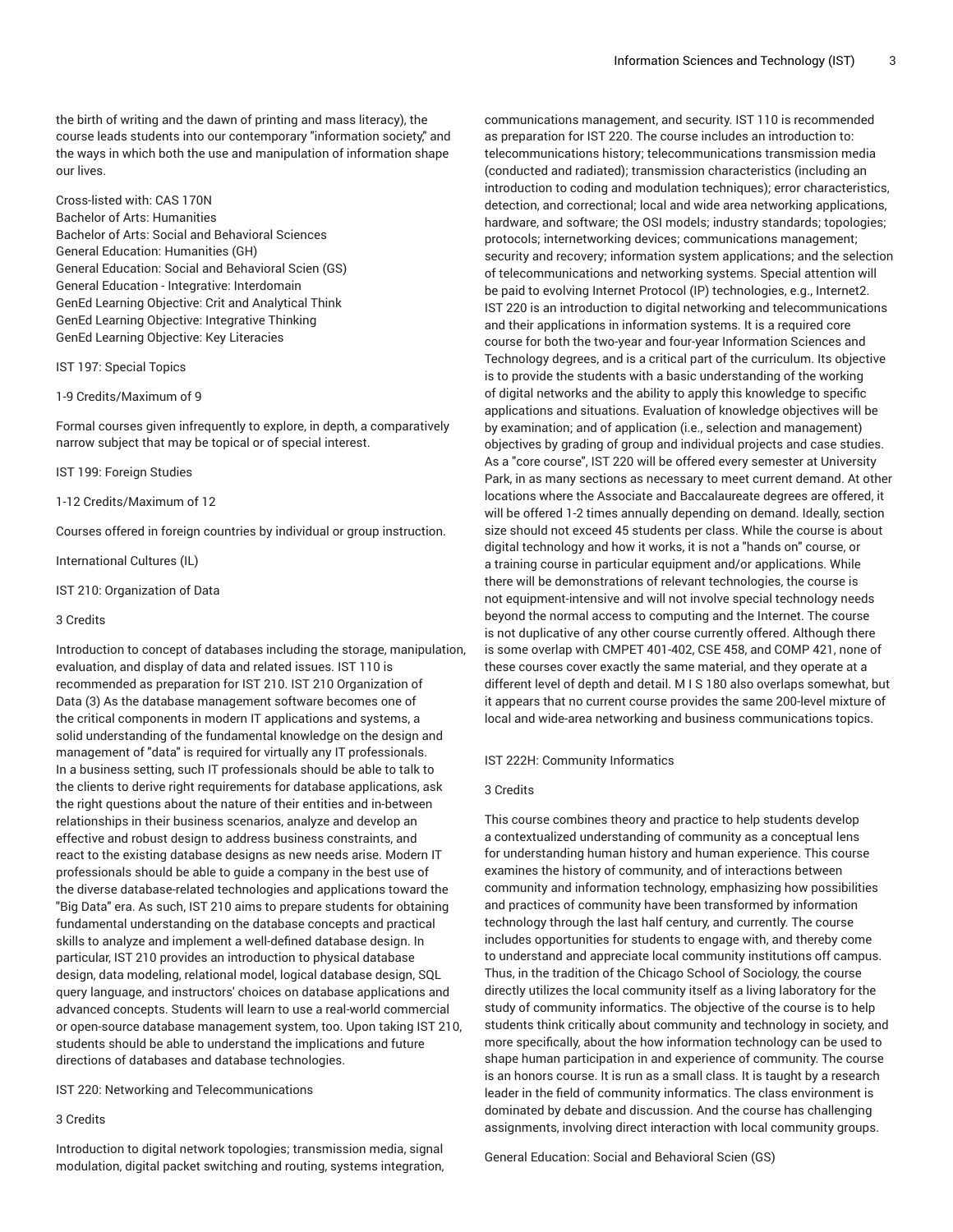the birth of writing and the dawn of printing and mass literacy), the course leads students into our contemporary "information society," and the ways in which both the use and manipulation of information shape our lives.

Cross-listed with: CAS 170N
Bachelor of Arts: Humanities
Bachelor of Arts: Social and Behavioral Sciences
General Education: Humanities (GH)
General Education: Social and Behavioral Scien (GS)
General Education - Integrative: Interdomain
GenEd Learning Objective: Crit and Analytical Think
GenEd Learning Objective: Integrative Thinking
GenEd Learning Objective: Key Literacies

IST 197: Special Topics

1-9 Credits/Maximum of 9

Formal courses given infrequently to explore, in depth, a comparatively narrow subject that may be topical or of special interest.

IST 199: Foreign Studies

1-12 Credits/Maximum of 12

Courses offered in foreign countries by individual or group instruction.

International Cultures (IL)

IST 210: Organization of Data

3 Credits

Introduction to concept of databases including the storage, manipulation, evaluation, and display of data and related issues. IST 110 is recommended as preparation for IST 210. IST 210 Organization of Data (3) As the database management software becomes one of the critical components in modern IT applications and systems, a solid understanding of the fundamental knowledge on the design and management of "data" is required for virtually any IT professionals. In a business setting, such IT professionals should be able to talk to the clients to derive right requirements for database applications, ask the right questions about the nature of their entities and in-between relationships in their business scenarios, analyze and develop an effective and robust design to address business constraints, and react to the existing database designs as new needs arise. Modern IT professionals should be able to guide a company in the best use of the diverse database-related technologies and applications toward the "Big Data" era. As such, IST 210 aims to prepare students for obtaining fundamental understanding on the database concepts and practical skills to analyze and implement a well-defined database design. In particular, IST 210 provides an introduction to physical database design, data modeling, relational model, logical database design, SQL query language, and instructors' choices on database applications and advanced concepts. Students will learn to use a real-world commercial or open-source database management system, too. Upon taking IST 210, students should be able to understand the implications and future directions of databases and database technologies.

IST 220: Networking and Telecommunications

3 Credits

Introduction to digital network topologies; transmission media, signal modulation, digital packet switching and routing, systems integration, communications management, and security. IST 110 is recommended as preparation for IST 220. The course includes an introduction to: telecommunications history; telecommunications transmission media (conducted and radiated); transmission characteristics (including an introduction to coding and modulation techniques); error characteristics, detection, and correctional; local and wide area networking applications, hardware, and software; the OSI models; industry standards; topologies; protocols; internetworking devices; communications management; security and recovery; information system applications; and the selection of telecommunications and networking systems. Special attention will be paid to evolving Internet Protocol (IP) technologies, e.g., Internet2. IST 220 is an introduction to digital networking and telecommunications and their applications in information systems. It is a required core course for both the two-year and four-year Information Sciences and Technology degrees, and is a critical part of the curriculum. Its objective is to provide the students with a basic understanding of the working of digital networks and the ability to apply this knowledge to specific applications and situations. Evaluation of knowledge objectives will be by examination; and of application (i.e., selection and management) objectives by grading of group and individual projects and case studies. As a "core course", IST 220 will be offered every semester at University Park, in as many sections as necessary to meet current demand. At other locations where the Associate and Baccalaureate degrees are offered, it will be offered 1-2 times annually depending on demand. Ideally, section size should not exceed 45 students per class. While the course is about digital technology and how it works, it is not a "hands on" course, or a training course in particular equipment and/or applications. While there will be demonstrations of relevant technologies, the course is not equipment-intensive and will not involve special technology needs beyond the normal access to computing and the Internet. The course is not duplicative of any other course currently offered. Although there is some overlap with CMPET 401-402, CSE 458, and COMP 421, none of these courses cover exactly the same material, and they operate at a different level of depth and detail. M I S 180 also overlaps somewhat, but it appears that no current course provides the same 200-level mixture of local and wide-area networking and business communications topics.

IST 222H: Community Informatics

3 Credits

This course combines theory and practice to help students develop a contextualized understanding of community as a conceptual lens for understanding human history and human experience. This course examines the history of community, and of interactions between community and information technology, emphasizing how possibilities and practices of community have been transformed by information technology through the last half century, and currently. The course includes opportunities for students to engage with, and thereby come to understand and appreciate local community institutions off campus. Thus, in the tradition of the Chicago School of Sociology, the course directly utilizes the local community itself as a living laboratory for the study of community informatics. The objective of the course is to help students think critically about community and technology in society, and more specifically, about the how information technology can be used to shape human participation in and experience of community. The course is an honors course. It is run as a small class. It is taught by a research leader in the field of community informatics. The class environment is dominated by debate and discussion. And the course has challenging assignments, involving direct interaction with local community groups.

General Education: Social and Behavioral Scien (GS)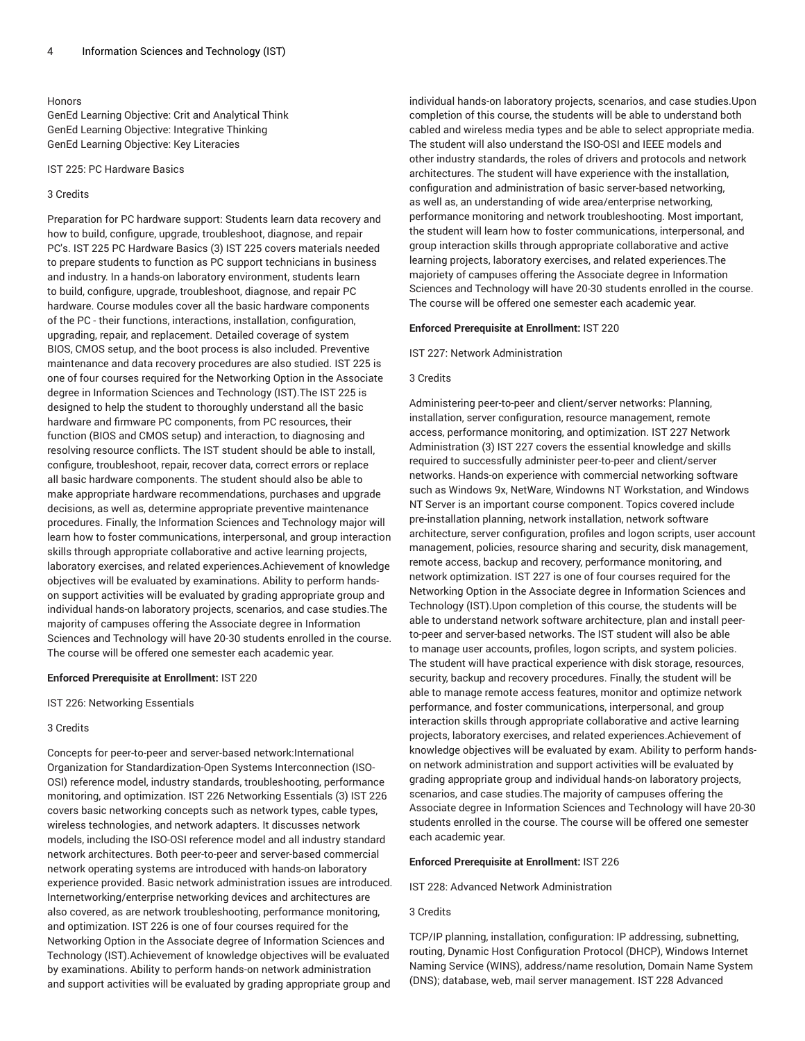Honors
GenEd Learning Objective: Crit and Analytical Think
GenEd Learning Objective: Integrative Thinking
GenEd Learning Objective: Key Literacies

IST 225: PC Hardware Basics

3 Credits

Preparation for PC hardware support: Students learn data recovery and how to build, configure, upgrade, troubleshoot, diagnose, and repair PC's. IST 225 PC Hardware Basics (3) IST 225 covers materials needed to prepare students to function as PC support technicians in business and industry. In a hands-on laboratory environment, students learn to build, configure, upgrade, troubleshoot, diagnose, and repair PC hardware. Course modules cover all the basic hardware components of the PC - their functions, interactions, installation, configuration, upgrading, repair, and replacement. Detailed coverage of system BIOS, CMOS setup, and the boot process is also included. Preventive maintenance and data recovery procedures are also studied. IST 225 is one of four courses required for the Networking Option in the Associate degree in Information Sciences and Technology (IST).The IST 225 is designed to help the student to thoroughly understand all the basic hardware and firmware PC components, from PC resources, their function (BIOS and CMOS setup) and interaction, to diagnosing and resolving resource conflicts. The IST student should be able to install, configure, troubleshoot, repair, recover data, correct errors or replace all basic hardware components. The student should also be able to make appropriate hardware recommendations, purchases and upgrade decisions, as well as, determine appropriate preventive maintenance procedures. Finally, the Information Sciences and Technology major will learn how to foster communications, interpersonal, and group interaction skills through appropriate collaborative and active learning projects, laboratory exercises, and related experiences.Achievement of knowledge objectives will be evaluated by examinations. Ability to perform hands-on support activities will be evaluated by grading appropriate group and individual hands-on laboratory projects, scenarios, and case studies.The majority of campuses offering the Associate degree in Information Sciences and Technology will have 20-30 students enrolled in the course. The course will be offered one semester each academic year.

**Enforced Prerequisite at Enrollment:** IST 220

IST 226: Networking Essentials

3 Credits

Concepts for peer-to-peer and server-based network:International Organization for Standardization-Open Systems Interconnection (ISO-OSI) reference model, industry standards, troubleshooting, performance monitoring, and optimization. IST 226 Networking Essentials (3) IST 226 covers basic networking concepts such as network types, cable types, wireless technologies, and network adapters. It discusses network models, including the ISO-OSI reference model and all industry standard network architectures. Both peer-to-peer and server-based commercial network operating systems are introduced with hands-on laboratory experience provided. Basic network administration issues are introduced. Internetworking/enterprise networking devices and architectures are also covered, as are network troubleshooting, performance monitoring, and optimization. IST 226 is one of four courses required for the Networking Option in the Associate degree of Information Sciences and Technology (IST).Achievement of knowledge objectives will be evaluated by examinations. Ability to perform hands-on network administration and support activities will be evaluated by grading appropriate group and individual hands-on laboratory projects, scenarios, and case studies.Upon completion of this course, the students will be able to understand both cabled and wireless media types and be able to select appropriate media. The student will also understand the ISO-OSI and IEEE models and other industry standards, the roles of drivers and protocols and network architectures. The student will have experience with the installation, configuration and administration of basic server-based networking, as well as, an understanding of wide area/enterprise networking, performance monitoring and network troubleshooting. Most important, the student will learn how to foster communications, interpersonal, and group interaction skills through appropriate collaborative and active learning projects, laboratory exercises, and related experiences.The majority of campuses offering the Associate degree in Information Sciences and Technology will have 20-30 students enrolled in the course. The course will be offered one semester each academic year.

**Enforced Prerequisite at Enrollment:** IST 220

IST 227: Network Administration

3 Credits

Administering peer-to-peer and client/server networks: Planning, installation, server configuration, resource management, remote access, performance monitoring, and optimization. IST 227 Network Administration (3) IST 227 covers the essential knowledge and skills required to successfully administer peer-to-peer and client/server networks. Hands-on experience with commercial networking software such as Windows 9x, NetWare, Windowns NT Workstation, and Windows NT Server is an important course component. Topics covered include pre-installation planning, network installation, network software architecture, server configuration, profiles and logon scripts, user account management, policies, resource sharing and security, disk management, remote access, backup and recovery, performance monitoring, and network optimization. IST 227 is one of four courses required for the Networking Option in the Associate degree in Information Sciences and Technology (IST).Upon completion of this course, the students will be able to understand network software architecture, plan and install peer-to-peer and server-based networks. The IST student will also be able to manage user accounts, profiles, logon scripts, and system policies. The student will have practical experience with disk storage, resources, security, backup and recovery procedures. Finally, the student will be able to manage remote access features, monitor and optimize network performance, and foster communications, interpersonal, and group interaction skills through appropriate collaborative and active learning projects, laboratory exercises, and related experiences.Achievement of knowledge objectives will be evaluated by exam. Ability to perform hands-on network administration and support activities will be evaluated by grading appropriate group and individual hands-on laboratory projects, scenarios, and case studies.The majority of campuses offering the Associate degree in Information Sciences and Technology will have 20-30 students enrolled in the course. The course will be offered one semester each academic year.

**Enforced Prerequisite at Enrollment:** IST 226

IST 228: Advanced Network Administration

3 Credits

TCP/IP planning, installation, configuration: IP addressing, subnetting, routing, Dynamic Host Configuration Protocol (DHCP), Windows Internet Naming Service (WINS), address/name resolution, Domain Name System (DNS); database, web, mail server management. IST 228 Advanced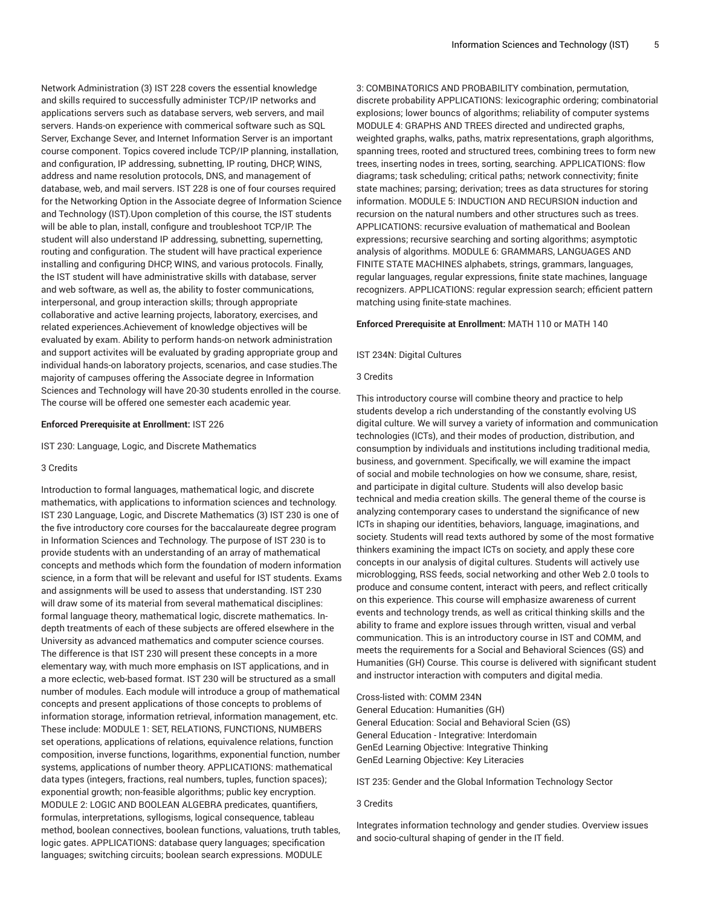Network Administration (3) IST 228 covers the essential knowledge and skills required to successfully administer TCP/IP networks and applications servers such as database servers, web servers, and mail servers. Hands-on experience with commerical software such as SQL Server, Exchange Sever, and Internet Information Server is an important course component. Topics covered include TCP/IP planning, installation, and configuration, IP addressing, subnetting, IP routing, DHCP, WINS, address and name resolution protocols, DNS, and management of database, web, and mail servers. IST 228 is one of four courses required for the Networking Option in the Associate degree of Information Science and Technology (IST).Upon completion of this course, the IST students will be able to plan, install, configure and troubleshoot TCP/IP. The student will also understand IP addressing, subnetting, supernetting, routing and configuration. The student will have practical experience installing and configuring DHCP, WINS, and various protocols. Finally, the IST student will have administrative skills with database, server and web software, as well as, the ability to foster communications, interpersonal, and group interaction skills; through appropriate collaborative and active learning projects, laboratory, exercises, and related experiences.Achievement of knowledge objectives will be evaluated by exam. Ability to perform hands-on network administration and support activites will be evaluated by grading appropriate group and individual hands-on laboratory projects, scenarios, and case studies.The majority of campuses offering the Associate degree in Information Sciences and Technology will have 20-30 students enrolled in the course. The course will be offered one semester each academic year.

**Enforced Prerequisite at Enrollment:** IST 226

IST 230: Language, Logic, and Discrete Mathematics

3 Credits

Introduction to formal languages, mathematical logic, and discrete mathematics, with applications to information sciences and technology. IST 230 Language, Logic, and Discrete Mathematics (3) IST 230 is one of the five introductory core courses for the baccalaureate degree program in Information Sciences and Technology. The purpose of IST 230 is to provide students with an understanding of an array of mathematical concepts and methods which form the foundation of modern information science, in a form that will be relevant and useful for IST students. Exams and assignments will be used to assess that understanding. IST 230 will draw some of its material from several mathematical disciplines: formal language theory, mathematical logic, discrete mathematics. In-depth treatments of each of these subjects are offered elsewhere in the University as advanced mathematics and computer science courses. The difference is that IST 230 will present these concepts in a more elementary way, with much more emphasis on IST applications, and in a more eclectic, web-based format. IST 230 will be structured as a small number of modules. Each module will introduce a group of mathematical concepts and present applications of those concepts to problems of information storage, information retrieval, information management, etc. These include: MODULE 1: SET, RELATIONS, FUNCTIONS, NUMBERS set operations, applications of relations, equivalence relations, function composition, inverse functions, logarithms, exponential function, number systems, applications of number theory. APPLICATIONS: mathematical data types (integers, fractions, real numbers, tuples, function spaces); exponential growth; non-feasible algorithms; public key encryption. MODULE 2: LOGIC AND BOOLEAN ALGEBRA predicates, quantifiers, formulas, interpretations, syllogisms, logical consequence, tableau method, boolean connectives, boolean functions, valuations, truth tables, logic gates. APPLICATIONS: database query languages; specification languages; switching circuits; boolean search expressions. MODULE 3: COMBINATORICS AND PROBABILITY combination, permutation, discrete probability APPLICATIONS: lexicographic ordering; combinatorial explosions; lower bouncs of algorithms; reliability of computer systems MODULE 4: GRAPHS AND TREES directed and undirected graphs, weighted graphs, walks, paths, matrix representations, graph algorithms, spanning trees, rooted and structured trees, combining trees to form new trees, inserting nodes in trees, sorting, searching. APPLICATIONS: flow diagrams; task scheduling; critical paths; network connectivity; finite state machines; parsing; derivation; trees as data structures for storing information. MODULE 5: INDUCTION AND RECURSION induction and recursion on the natural numbers and other structures such as trees. APPLICATIONS: recursive evaluation of mathematical and Boolean expressions; recursive searching and sorting algorithms; asymptotic analysis of algorithms. MODULE 6: GRAMMARS, LANGUAGES AND FINITE STATE MACHINES alphabets, strings, grammars, languages, regular languages, regular expressions, finite state machines, language recognizers. APPLICATIONS: regular expression search; efficient pattern matching using finite-state machines.

**Enforced Prerequisite at Enrollment:** MATH 110 or MATH 140

IST 234N: Digital Cultures

3 Credits

This introductory course will combine theory and practice to help students develop a rich understanding of the constantly evolving US digital culture. We will survey a variety of information and communication technologies (ICTs), and their modes of production, distribution, and consumption by individuals and institutions including traditional media, business, and government. Specifically, we will examine the impact of social and mobile technologies on how we consume, share, resist, and participate in digital culture. Students will also develop basic technical and media creation skills. The general theme of the course is analyzing contemporary cases to understand the significance of new ICTs in shaping our identities, behaviors, language, imaginations, and society. Students will read texts authored by some of the most formative thinkers examining the impact ICTs on society, and apply these core concepts in our analysis of digital cultures. Students will actively use microblogging, RSS feeds, social networking and other Web 2.0 tools to produce and consume content, interact with peers, and reflect critically on this experience. This course will emphasize awareness of current events and technology trends, as well as critical thinking skills and the ability to frame and explore issues through written, visual and verbal communication. This is an introductory course in IST and COMM, and meets the requirements for a Social and Behavioral Sciences (GS) and Humanities (GH) Course. This course is delivered with significant student and instructor interaction with computers and digital media.

Cross-listed with: COMM 234N  
General Education: Humanities (GH)  
General Education: Social and Behavioral Scien (GS)  
General Education - Integrative: Interdomain  
GenEd Learning Objective: Integrative Thinking  
GenEd Learning Objective: Key Literacies

IST 235: Gender and the Global Information Technology Sector

3 Credits

Integrates information technology and gender studies. Overview issues and socio-cultural shaping of gender in the IT field.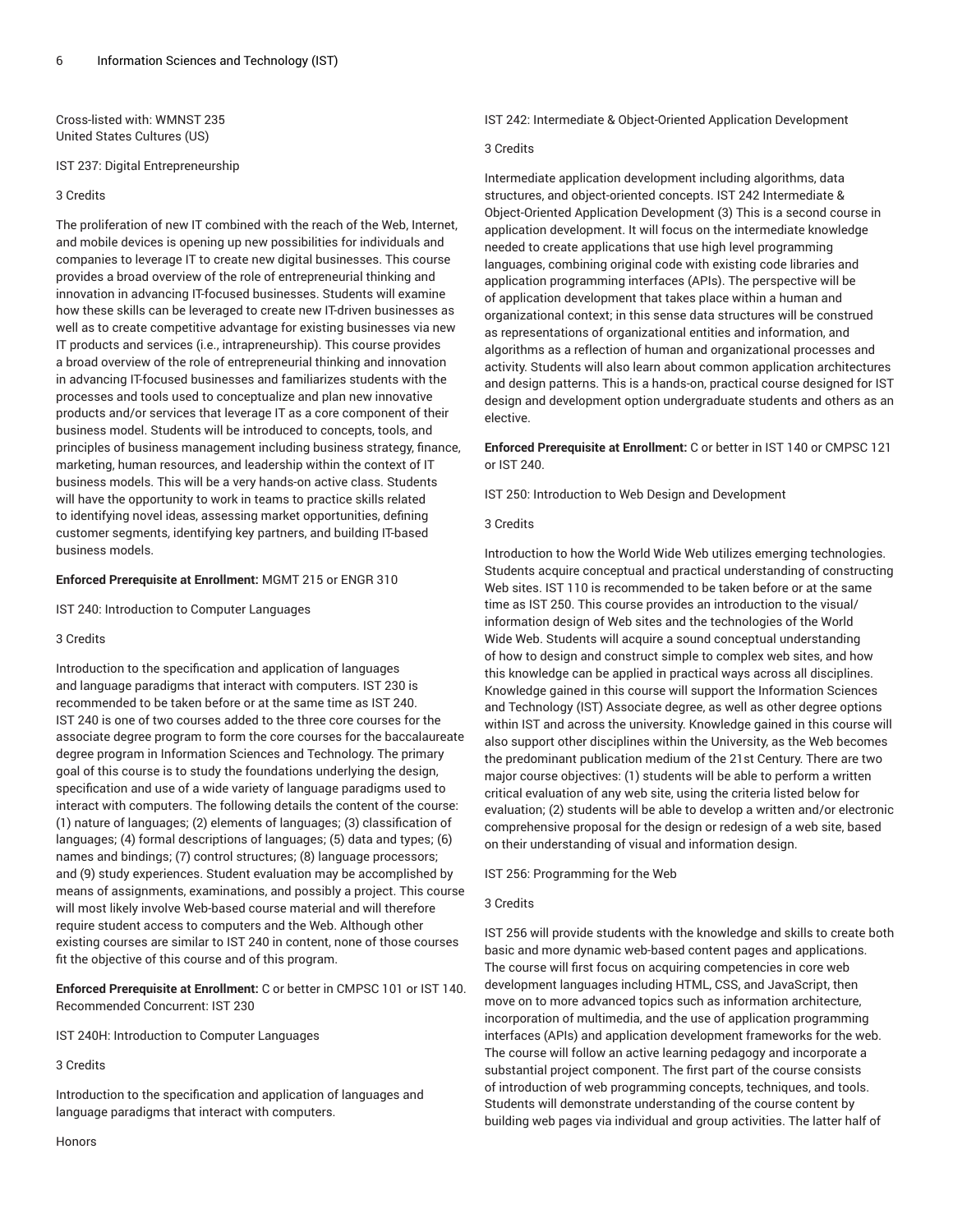Cross-listed with: WMNST 235
United States Cultures (US)

IST 237: Digital Entrepreneurship

3 Credits

The proliferation of new IT combined with the reach of the Web, Internet, and mobile devices is opening up new possibilities for individuals and companies to leverage IT to create new digital businesses. This course provides a broad overview of the role of entrepreneurial thinking and innovation in advancing IT-focused businesses. Students will examine how these skills can be leveraged to create new IT-driven businesses as well as to create competitive advantage for existing businesses via new IT products and services (i.e., intrapreneurship). This course provides a broad overview of the role of entrepreneurial thinking and innovation in advancing IT-focused businesses and familiarizes students with the processes and tools used to conceptualize and plan new innovative products and/or services that leverage IT as a core component of their business model. Students will be introduced to concepts, tools, and principles of business management including business strategy, finance, marketing, human resources, and leadership within the context of IT business models. This will be a very hands-on active class. Students will have the opportunity to work in teams to practice skills related to identifying novel ideas, assessing market opportunities, defining customer segments, identifying key partners, and building IT-based business models.

**Enforced Prerequisite at Enrollment:** MGMT 215 or ENGR 310

IST 240: Introduction to Computer Languages

3 Credits

Introduction to the specification and application of languages and language paradigms that interact with computers. IST 230 is recommended to be taken before or at the same time as IST 240. IST 240 is one of two courses added to the three core courses for the associate degree program to form the core courses for the baccalaureate degree program in Information Sciences and Technology. The primary goal of this course is to study the foundations underlying the design, specification and use of a wide variety of language paradigms used to interact with computers. The following details the content of the course: (1) nature of languages; (2) elements of languages; (3) classification of languages; (4) formal descriptions of languages; (5) data and types; (6) names and bindings; (7) control structures; (8) language processors; and (9) study experiences. Student evaluation may be accomplished by means of assignments, examinations, and possibly a project. This course will most likely involve Web-based course material and will therefore require student access to computers and the Web. Although other existing courses are similar to IST 240 in content, none of those courses fit the objective of this course and of this program.

**Enforced Prerequisite at Enrollment:** C or better in CMPSC 101 or IST 140. Recommended Concurrent: IST 230

IST 240H: Introduction to Computer Languages

3 Credits

Introduction to the specification and application of languages and language paradigms that interact with computers.

Honors

IST 242: Intermediate & Object-Oriented Application Development

3 Credits

Intermediate application development including algorithms, data structures, and object-oriented concepts. IST 242 Intermediate & Object-Oriented Application Development (3) This is a second course in application development. It will focus on the intermediate knowledge needed to create applications that use high level programming languages, combining original code with existing code libraries and application programming interfaces (APIs). The perspective will be of application development that takes place within a human and organizational context; in this sense data structures will be construed as representations of organizational entities and information, and algorithms as a reflection of human and organizational processes and activity. Students will also learn about common application architectures and design patterns. This is a hands-on, practical course designed for IST design and development option undergraduate students and others as an elective.

**Enforced Prerequisite at Enrollment:** C or better in IST 140 or CMPSC 121 or IST 240.

IST 250: Introduction to Web Design and Development

3 Credits

Introduction to how the World Wide Web utilizes emerging technologies. Students acquire conceptual and practical understanding of constructing Web sites. IST 110 is recommended to be taken before or at the same time as IST 250. This course provides an introduction to the visual/information design of Web sites and the technologies of the World Wide Web. Students will acquire a sound conceptual understanding of how to design and construct simple to complex web sites, and how this knowledge can be applied in practical ways across all disciplines. Knowledge gained in this course will support the Information Sciences and Technology (IST) Associate degree, as well as other degree options within IST and across the university. Knowledge gained in this course will also support other disciplines within the University, as the Web becomes the predominant publication medium of the 21st Century. There are two major course objectives: (1) students will be able to perform a written critical evaluation of any web site, using the criteria listed below for evaluation; (2) students will be able to develop a written and/or electronic comprehensive proposal for the design or redesign of a web site, based on their understanding of visual and information design.

IST 256: Programming for the Web

3 Credits

IST 256 will provide students with the knowledge and skills to create both basic and more dynamic web-based content pages and applications. The course will first focus on acquiring competencies in core web development languages including HTML, CSS, and JavaScript, then move on to more advanced topics such as information architecture, incorporation of multimedia, and the use of application programming interfaces (APIs) and application development frameworks for the web. The course will follow an active learning pedagogy and incorporate a substantial project component. The first part of the course consists of introduction of web programming concepts, techniques, and tools. Students will demonstrate understanding of the course content by building web pages via individual and group activities. The latter half of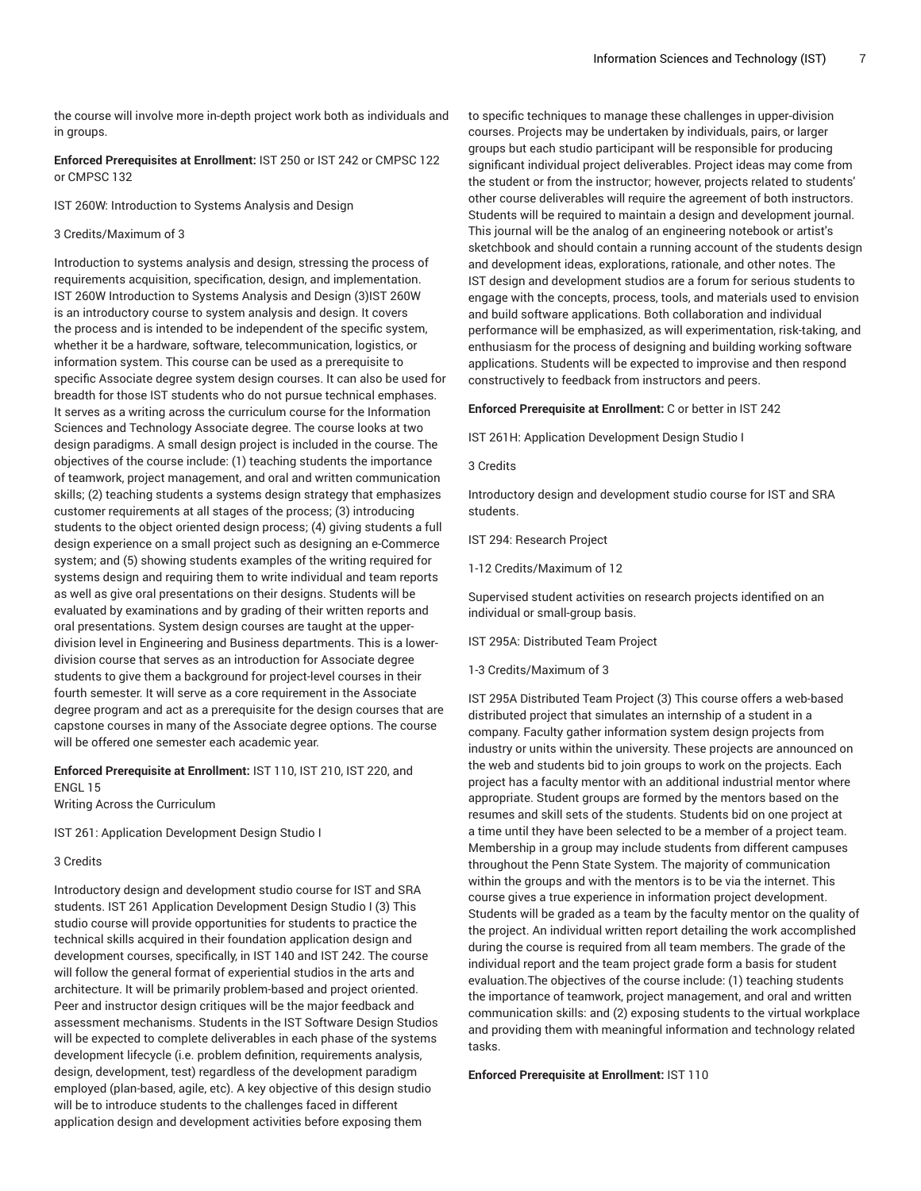the course will involve more in-depth project work both as individuals and in groups.

**Enforced Prerequisites at Enrollment:** IST 250 or IST 242 or CMPSC 122 or CMPSC 132

IST 260W: Introduction to Systems Analysis and Design

3 Credits/Maximum of 3

Introduction to systems analysis and design, stressing the process of requirements acquisition, specification, design, and implementation. IST 260W Introduction to Systems Analysis and Design (3)IST 260W is an introductory course to system analysis and design. It covers the process and is intended to be independent of the specific system, whether it be a hardware, software, telecommunication, logistics, or information system. This course can be used as a prerequisite to specific Associate degree system design courses. It can also be used for breadth for those IST students who do not pursue technical emphases. It serves as a writing across the curriculum course for the Information Sciences and Technology Associate degree. The course looks at two design paradigms. A small design project is included in the course. The objectives of the course include: (1) teaching students the importance of teamwork, project management, and oral and written communication skills; (2) teaching students a systems design strategy that emphasizes customer requirements at all stages of the process; (3) introducing students to the object oriented design process; (4) giving students a full design experience on a small project such as designing an e-Commerce system; and (5) showing students examples of the writing required for systems design and requiring them to write individual and team reports as well as give oral presentations on their designs. Students will be evaluated by examinations and by grading of their written reports and oral presentations. System design courses are taught at the upper-division level in Engineering and Business departments. This is a lower-division course that serves as an introduction for Associate degree students to give them a background for project-level courses in their fourth semester. It will serve as a core requirement in the Associate degree program and act as a prerequisite for the design courses that are capstone courses in many of the Associate degree options. The course will be offered one semester each academic year.

**Enforced Prerequisite at Enrollment:** IST 110, IST 210, IST 220, and ENGL 15
Writing Across the Curriculum

IST 261: Application Development Design Studio I

3 Credits

Introductory design and development studio course for IST and SRA students. IST 261 Application Development Design Studio I (3) This studio course will provide opportunities for students to practice the technical skills acquired in their foundation application design and development courses, specifically, in IST 140 and IST 242. The course will follow the general format of experiential studios in the arts and architecture. It will be primarily problem-based and project oriented. Peer and instructor design critiques will be the major feedback and assessment mechanisms. Students in the IST Software Design Studios will be expected to complete deliverables in each phase of the systems development lifecycle (i.e. problem definition, requirements analysis, design, development, test) regardless of the development paradigm employed (plan-based, agile, etc). A key objective of this design studio will be to introduce students to the challenges faced in different application design and development activities before exposing them to specific techniques to manage these challenges in upper-division courses. Projects may be undertaken by individuals, pairs, or larger groups but each studio participant will be responsible for producing significant individual project deliverables. Project ideas may come from the student or from the instructor; however, projects related to students' other course deliverables will require the agreement of both instructors. Students will be required to maintain a design and development journal. This journal will be the analog of an engineering notebook or artist's sketchbook and should contain a running account of the students design and development ideas, explorations, rationale, and other notes. The IST design and development studios are a forum for serious students to engage with the concepts, process, tools, and materials used to envision and build software applications. Both collaboration and individual performance will be emphasized, as will experimentation, risk-taking, and enthusiasm for the process of designing and building working software applications. Students will be expected to improvise and then respond constructively to feedback from instructors and peers.

**Enforced Prerequisite at Enrollment:** C or better in IST 242

IST 261H: Application Development Design Studio I

3 Credits

Introductory design and development studio course for IST and SRA students.

IST 294: Research Project

1-12 Credits/Maximum of 12

Supervised student activities on research projects identified on an individual or small-group basis.

IST 295A: Distributed Team Project

1-3 Credits/Maximum of 3

IST 295A Distributed Team Project (3) This course offers a web-based distributed project that simulates an internship of a student in a company. Faculty gather information system design projects from industry or units within the university. These projects are announced on the web and students bid to join groups to work on the projects. Each project has a faculty mentor with an additional industrial mentor where appropriate. Student groups are formed by the mentors based on the resumes and skill sets of the students. Students bid on one project at a time until they have been selected to be a member of a project team. Membership in a group may include students from different campuses throughout the Penn State System. The majority of communication within the groups and with the mentors is to be via the internet. This course gives a true experience in information project development. Students will be graded as a team by the faculty mentor on the quality of the project. An individual written report detailing the work accomplished during the course is required from all team members. The grade of the individual report and the team project grade form a basis for student evaluation.The objectives of the course include: (1) teaching students the importance of teamwork, project management, and oral and written communication skills: and (2) exposing students to the virtual workplace and providing them with meaningful information and technology related tasks.

**Enforced Prerequisite at Enrollment:** IST 110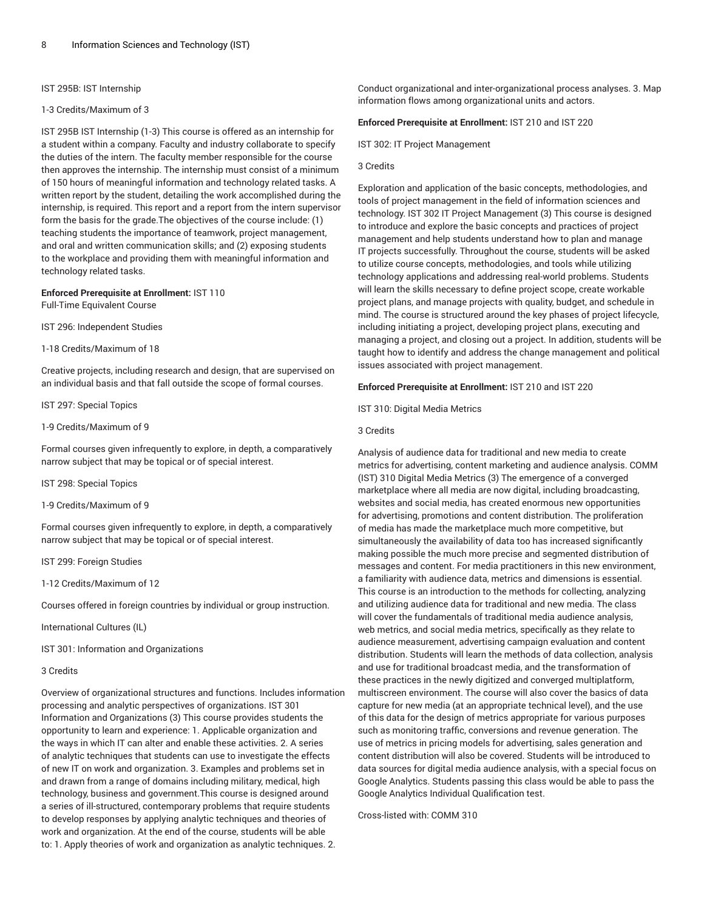IST 295B: IST Internship

1-3 Credits/Maximum of 3

IST 295B IST Internship (1-3) This course is offered as an internship for a student within a company. Faculty and industry collaborate to specify the duties of the intern. The faculty member responsible for the course then approves the internship. The internship must consist of a minimum of 150 hours of meaningful information and technology related tasks. A written report by the student, detailing the work accomplished during the internship, is required. This report and a report from the intern supervisor form the basis for the grade.The objectives of the course include: (1) teaching students the importance of teamwork, project management, and oral and written communication skills; and (2) exposing students to the workplace and providing them with meaningful information and technology related tasks.

**Enforced Prerequisite at Enrollment:** IST 110
Full-Time Equivalent Course

IST 296: Independent Studies

1-18 Credits/Maximum of 18

Creative projects, including research and design, that are supervised on an individual basis and that fall outside the scope of formal courses.

IST 297: Special Topics

1-9 Credits/Maximum of 9

Formal courses given infrequently to explore, in depth, a comparatively narrow subject that may be topical or of special interest.

IST 298: Special Topics

1-9 Credits/Maximum of 9

Formal courses given infrequently to explore, in depth, a comparatively narrow subject that may be topical or of special interest.

IST 299: Foreign Studies

1-12 Credits/Maximum of 12

Courses offered in foreign countries by individual or group instruction.

International Cultures (IL)

IST 301: Information and Organizations

3 Credits

Overview of organizational structures and functions. Includes information processing and analytic perspectives of organizations. IST 301 Information and Organizations (3) This course provides students the opportunity to learn and experience: 1. Applicable organization and the ways in which IT can alter and enable these activities. 2. A series of analytic techniques that students can use to investigate the effects of new IT on work and organization. 3. Examples and problems set in and drawn from a range of domains including military, medical, high technology, business and government.This course is designed around a series of ill-structured, contemporary problems that require students to develop responses by applying analytic techniques and theories of work and organization. At the end of the course, students will be able to: 1. Apply theories of work and organization as analytic techniques. 2. Conduct organizational and inter-organizational process analyses. 3. Map information flows among organizational units and actors.

**Enforced Prerequisite at Enrollment:** IST 210 and IST 220

IST 302: IT Project Management

3 Credits

Exploration and application of the basic concepts, methodologies, and tools of project management in the field of information sciences and technology. IST 302 IT Project Management (3) This course is designed to introduce and explore the basic concepts and practices of project management and help students understand how to plan and manage IT projects successfully. Throughout the course, students will be asked to utilize course concepts, methodologies, and tools while utilizing technology applications and addressing real-world problems. Students will learn the skills necessary to define project scope, create workable project plans, and manage projects with quality, budget, and schedule in mind. The course is structured around the key phases of project lifecycle, including initiating a project, developing project plans, executing and managing a project, and closing out a project. In addition, students will be taught how to identify and address the change management and political issues associated with project management.

**Enforced Prerequisite at Enrollment:** IST 210 and IST 220

IST 310: Digital Media Metrics

3 Credits

Analysis of audience data for traditional and new media to create metrics for advertising, content marketing and audience analysis. COMM (IST) 310 Digital Media Metrics (3) The emergence of a converged marketplace where all media are now digital, including broadcasting, websites and social media, has created enormous new opportunities for advertising, promotions and content distribution. The proliferation of media has made the marketplace much more competitive, but simultaneously the availability of data too has increased significantly making possible the much more precise and segmented distribution of messages and content. For media practitioners in this new environment, a familiarity with audience data, metrics and dimensions is essential. This course is an introduction to the methods for collecting, analyzing and utilizing audience data for traditional and new media. The class will cover the fundamentals of traditional media audience analysis, web metrics, and social media metrics, specifically as they relate to audience measurement, advertising campaign evaluation and content distribution. Students will learn the methods of data collection, analysis and use for traditional broadcast media, and the transformation of these practices in the newly digitized and converged multiplatform, multiscreen environment. The course will also cover the basics of data capture for new media (at an appropriate technical level), and the use of this data for the design of metrics appropriate for various purposes such as monitoring traffic, conversions and revenue generation. The use of metrics in pricing models for advertising, sales generation and content distribution will also be covered. Students will be introduced to data sources for digital media audience analysis, with a special focus on Google Analytics. Students passing this class would be able to pass the Google Analytics Individual Qualification test.

Cross-listed with: COMM 310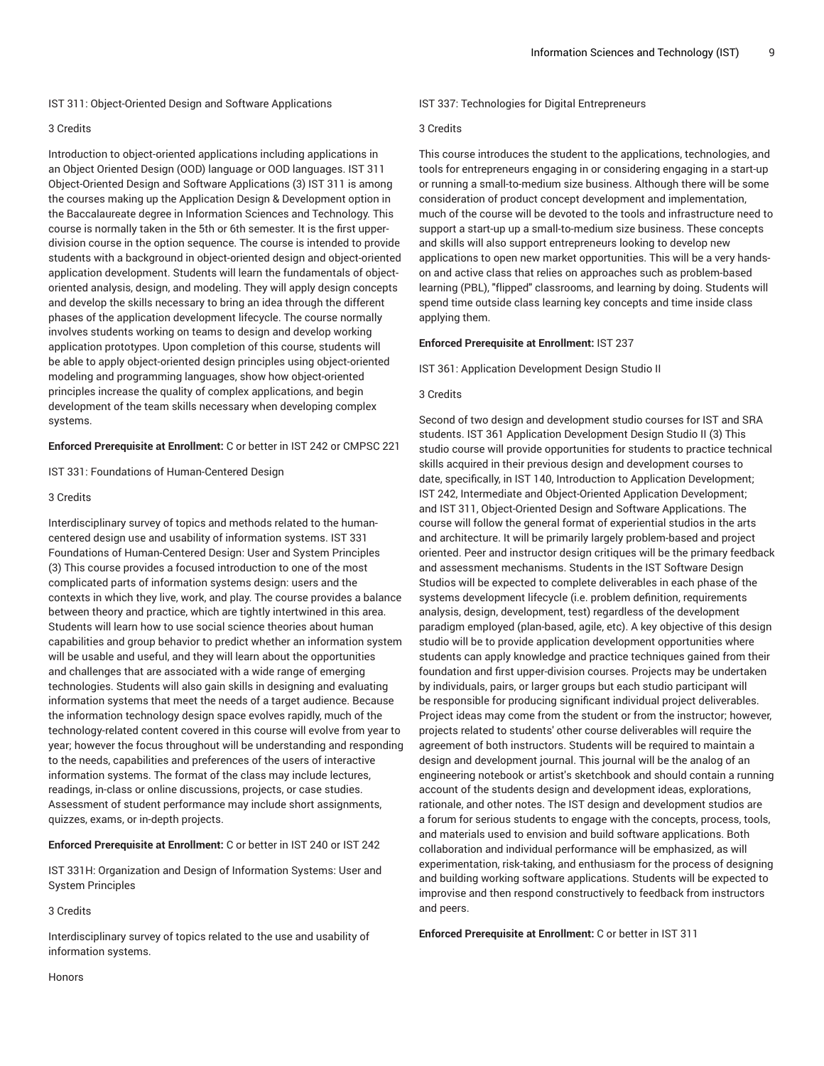IST 311: Object-Oriented Design and Software Applications

3 Credits

Introduction to object-oriented applications including applications in an Object Oriented Design (OOD) language or OOD languages. IST 311 Object-Oriented Design and Software Applications (3) IST 311 is among the courses making up the Application Design & Development option in the Baccalaureate degree in Information Sciences and Technology. This course is normally taken in the 5th or 6th semester. It is the first upper-division course in the option sequence. The course is intended to provide students with a background in object-oriented design and object-oriented application development. Students will learn the fundamentals of object-oriented analysis, design, and modeling. They will apply design concepts and develop the skills necessary to bring an idea through the different phases of the application development lifecycle. The course normally involves students working on teams to design and develop working application prototypes. Upon completion of this course, students will be able to apply object-oriented design principles using object-oriented modeling and programming languages, show how object-oriented principles increase the quality of complex applications, and begin development of the team skills necessary when developing complex systems.

**Enforced Prerequisite at Enrollment:** C or better in IST 242 or CMPSC 221

IST 331: Foundations of Human-Centered Design

3 Credits

Interdisciplinary survey of topics and methods related to the human-centered design use and usability of information systems. IST 331 Foundations of Human-Centered Design: User and System Principles (3) This course provides a focused introduction to one of the most complicated parts of information systems design: users and the contexts in which they live, work, and play. The course provides a balance between theory and practice, which are tightly intertwined in this area. Students will learn how to use social science theories about human capabilities and group behavior to predict whether an information system will be usable and useful, and they will learn about the opportunities and challenges that are associated with a wide range of emerging technologies. Students will also gain skills in designing and evaluating information systems that meet the needs of a target audience. Because the information technology design space evolves rapidly, much of the technology-related content covered in this course will evolve from year to year; however the focus throughout will be understanding and responding to the needs, capabilities and preferences of the users of interactive information systems. The format of the class may include lectures, readings, in-class or online discussions, projects, or case studies. Assessment of student performance may include short assignments, quizzes, exams, or in-depth projects.

**Enforced Prerequisite at Enrollment:** C or better in IST 240 or IST 242

IST 331H: Organization and Design of Information Systems: User and System Principles

3 Credits

Interdisciplinary survey of topics related to the use and usability of information systems.

Honors

IST 337: Technologies for Digital Entrepreneurs

3 Credits

This course introduces the student to the applications, technologies, and tools for entrepreneurs engaging in or considering engaging in a start-up or running a small-to-medium size business. Although there will be some consideration of product concept development and implementation, much of the course will be devoted to the tools and infrastructure need to support a start-up up a small-to-medium size business. These concepts and skills will also support entrepreneurs looking to develop new applications to open new market opportunities. This will be a very hands-on and active class that relies on approaches such as problem-based learning (PBL), "flipped" classrooms, and learning by doing. Students will spend time outside class learning key concepts and time inside class applying them.

**Enforced Prerequisite at Enrollment:** IST 237

IST 361: Application Development Design Studio II

3 Credits

Second of two design and development studio courses for IST and SRA students. IST 361 Application Development Design Studio II (3) This studio course will provide opportunities for students to practice technical skills acquired in their previous design and development courses to date, specifically, in IST 140, Introduction to Application Development; IST 242, Intermediate and Object-Oriented Application Development; and IST 311, Object-Oriented Design and Software Applications. The course will follow the general format of experiential studios in the arts and architecture. It will be primarily largely problem-based and project oriented. Peer and instructor design critiques will be the primary feedback and assessment mechanisms. Students in the IST Software Design Studios will be expected to complete deliverables in each phase of the systems development lifecycle (i.e. problem definition, requirements analysis, design, development, test) regardless of the development paradigm employed (plan-based, agile, etc). A key objective of this design studio will be to provide application development opportunities where students can apply knowledge and practice techniques gained from their foundation and first upper-division courses. Projects may be undertaken by individuals, pairs, or larger groups but each studio participant will be responsible for producing significant individual project deliverables. Project ideas may come from the student or from the instructor; however, projects related to students' other course deliverables will require the agreement of both instructors. Students will be required to maintain a design and development journal. This journal will be the analog of an engineering notebook or artist's sketchbook and should contain a running account of the students design and development ideas, explorations, rationale, and other notes. The IST design and development studios are a forum for serious students to engage with the concepts, process, tools, and materials used to envision and build software applications. Both collaboration and individual performance will be emphasized, as will experimentation, risk-taking, and enthusiasm for the process of designing and building working software applications. Students will be expected to improvise and then respond constructively to feedback from instructors and peers.

**Enforced Prerequisite at Enrollment:** C or better in IST 311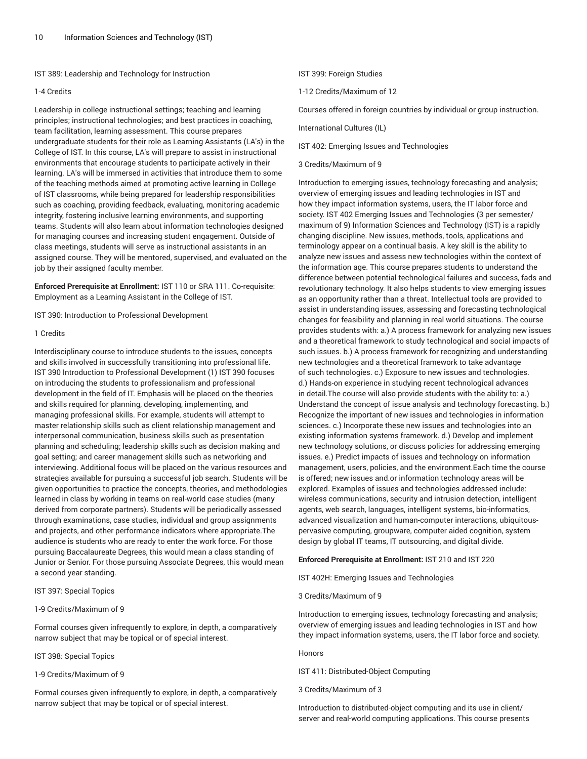IST 389: Leadership and Technology for Instruction

1-4 Credits

Leadership in college instructional settings; teaching and learning principles; instructional technologies; and best practices in coaching, team facilitation, learning assessment. This course prepares undergraduate students for their role as Learning Assistants (LA's) in the College of IST. In this course, LA's will prepare to assist in instructional environments that encourage students to participate actively in their learning. LA's will be immersed in activities that introduce them to some of the teaching methods aimed at promoting active learning in College of IST classrooms, while being prepared for leadership responsibilities such as coaching, providing feedback, evaluating, monitoring academic integrity, fostering inclusive learning environments, and supporting teams. Students will also learn about information technologies designed for managing courses and increasing student engagement. Outside of class meetings, students will serve as instructional assistants in an assigned course. They will be mentored, supervised, and evaluated on the job by their assigned faculty member.

**Enforced Prerequisite at Enrollment:** IST 110 or SRA 111. Co-requisite: Employment as a Learning Assistant in the College of IST.

IST 390: Introduction to Professional Development

1 Credits

Interdisciplinary course to introduce students to the issues, concepts and skills involved in successfully transitioning into professional life. IST 390 Introduction to Professional Development (1) IST 390 focuses on introducing the students to professionalism and professional development in the field of IT. Emphasis will be placed on the theories and skills required for planning, developing, implementing, and managing professional skills. For example, students will attempt to master relationship skills such as client relationship management and interpersonal communication, business skills such as presentation planning and scheduling; leadership skills such as decision making and goal setting; and career management skills such as networking and interviewing. Additional focus will be placed on the various resources and strategies available for pursuing a successful job search. Students will be given opportunities to practice the concepts, theories, and methodologies learned in class by working in teams on real-world case studies (many derived from corporate partners). Students will be periodically assessed through examinations, case studies, individual and group assignments and projects, and other performance indicators where appropriate.The audience is students who are ready to enter the work force. For those pursuing Baccalaureate Degrees, this would mean a class standing of Junior or Senior. For those pursuing Associate Degrees, this would mean a second year standing.

IST 397: Special Topics

1-9 Credits/Maximum of 9

Formal courses given infrequently to explore, in depth, a comparatively narrow subject that may be topical or of special interest.

IST 398: Special Topics

1-9 Credits/Maximum of 9

Formal courses given infrequently to explore, in depth, a comparatively narrow subject that may be topical or of special interest.

IST 399: Foreign Studies

1-12 Credits/Maximum of 12

Courses offered in foreign countries by individual or group instruction.

International Cultures (IL)

IST 402: Emerging Issues and Technologies

3 Credits/Maximum of 9

Introduction to emerging issues, technology forecasting and analysis; overview of emerging issues and leading technologies in IST and how they impact information systems, users, the IT labor force and society. IST 402 Emerging Issues and Technologies (3 per semester/ maximum of 9) Information Sciences and Technology (IST) is a rapidly changing discipline. New issues, methods, tools, applications and terminology appear on a continual basis. A key skill is the ability to analyze new issues and assess new technologies within the context of the information age. This course prepares students to understand the difference between potential technological failures and success, fads and revolutionary technology. It also helps students to view emerging issues as an opportunity rather than a threat. Intellectual tools are provided to assist in understanding issues, assessing and forecasting technological changes for feasibility and planning in real world situations. The course provides students with: a.) A process framework for analyzing new issues and a theoretical framework to study technological and social impacts of such issues. b.) A process framework for recognizing and understanding new technologies and a theoretical framework to take advantage of such technologies. c.) Exposure to new issues and technologies. d.) Hands-on experience in studying recent technological advances in detail.The course will also provide students with the ability to: a.) Understand the concept of issue analysis and technology forecasting. b.) Recognize the important of new issues and technologies in information sciences. c.) Incorporate these new issues and technologies into an existing information systems framework. d.) Develop and implement new technology solutions, or discuss policies for addressing emerging issues. e.) Predict impacts of issues and technology on information management, users, policies, and the environment.Each time the course is offered; new issues and.or information technology areas will be explored. Examples of issues and technologies addressed include: wireless communications, security and intrusion detection, intelligent agents, web search, languages, intelligent systems, bio-informatics, advanced visualization and human-computer interactions, ubiquitous-pervasive computing, groupware, computer aided cognition, system design by global IT teams, IT outsourcing, and digital divide.

**Enforced Prerequisite at Enrollment:** IST 210 and IST 220

IST 402H: Emerging Issues and Technologies

3 Credits/Maximum of 9

Introduction to emerging issues, technology forecasting and analysis; overview of emerging issues and leading technologies in IST and how they impact information systems, users, the IT labor force and society.

Honors

IST 411: Distributed-Object Computing

3 Credits/Maximum of 3

Introduction to distributed-object computing and its use in client/ server and real-world computing applications. This course presents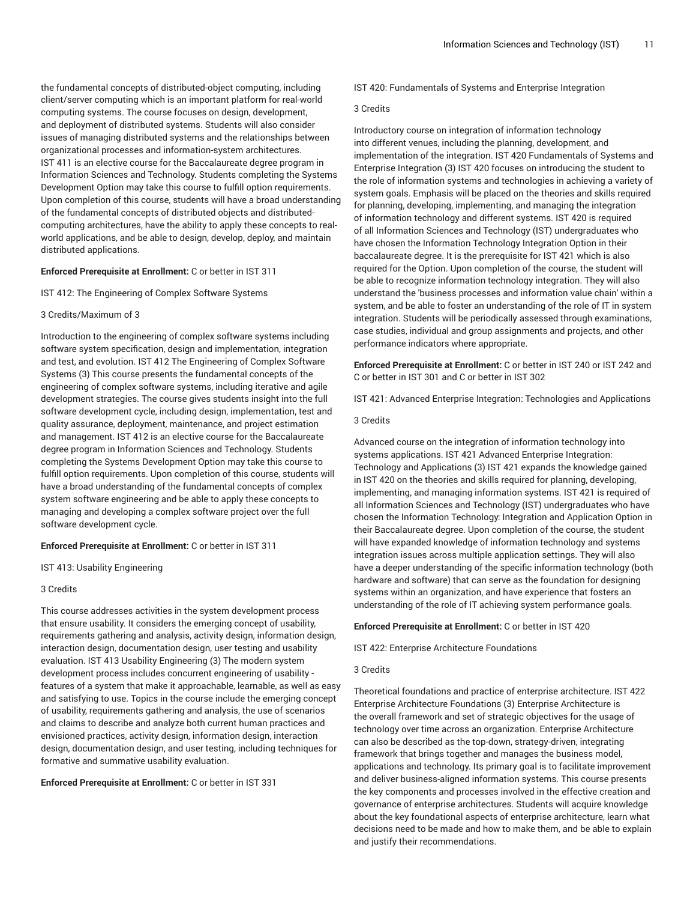the fundamental concepts of distributed-object computing, including client/server computing which is an important platform for real-world computing systems. The course focuses on design, development, and deployment of distributed systems. Students will also consider issues of managing distributed systems and the relationships between organizational processes and information-system architectures. IST 411 is an elective course for the Baccalaureate degree program in Information Sciences and Technology. Students completing the Systems Development Option may take this course to fulfill option requirements. Upon completion of this course, students will have a broad understanding of the fundamental concepts of distributed objects and distributed-computing architectures, have the ability to apply these concepts to real-world applications, and be able to design, develop, deploy, and maintain distributed applications.

**Enforced Prerequisite at Enrollment:** C or better in IST 311

IST 412: The Engineering of Complex Software Systems

3 Credits/Maximum of 3

Introduction to the engineering of complex software systems including software system specification, design and implementation, integration and test, and evolution. IST 412 The Engineering of Complex Software Systems (3) This course presents the fundamental concepts of the engineering of complex software systems, including iterative and agile development strategies. The course gives students insight into the full software development cycle, including design, implementation, test and quality assurance, deployment, maintenance, and project estimation and management. IST 412 is an elective course for the Baccalaureate degree program in Information Sciences and Technology. Students completing the Systems Development Option may take this course to fulfill option requirements. Upon completion of this course, students will have a broad understanding of the fundamental concepts of complex system software engineering and be able to apply these concepts to managing and developing a complex software project over the full software development cycle.

**Enforced Prerequisite at Enrollment:** C or better in IST 311

IST 413: Usability Engineering

3 Credits

This course addresses activities in the system development process that ensure usability. It considers the emerging concept of usability, requirements gathering and analysis, activity design, information design, interaction design, documentation design, user testing and usability evaluation. IST 413 Usability Engineering (3) The modern system development process includes concurrent engineering of usability - features of a system that make it approachable, learnable, as well as easy and satisfying to use. Topics in the course include the emerging concept of usability, requirements gathering and analysis, the use of scenarios and claims to describe and analyze both current human practices and envisioned practices, activity design, information design, interaction design, documentation design, and user testing, including techniques for formative and summative usability evaluation.

**Enforced Prerequisite at Enrollment:** C or better in IST 331

IST 420: Fundamentals of Systems and Enterprise Integration

3 Credits

Introductory course on integration of information technology into different venues, including the planning, development, and implementation of the integration. IST 420 Fundamentals of Systems and Enterprise Integration (3) IST 420 focuses on introducing the student to the role of information systems and technologies in achieving a variety of system goals. Emphasis will be placed on the theories and skills required for planning, developing, implementing, and managing the integration of information technology and different systems. IST 420 is required of all Information Sciences and Technology (IST) undergraduates who have chosen the Information Technology Integration Option in their baccalaureate degree. It is the prerequisite for IST 421 which is also required for the Option. Upon completion of the course, the student will be able to recognize information technology integration. They will also understand the 'business processes and information value chain' within a system, and be able to foster an understanding of the role of IT in system integration. Students will be periodically assessed through examinations, case studies, individual and group assignments and projects, and other performance indicators where appropriate.

**Enforced Prerequisite at Enrollment:** C or better in IST 240 or IST 242 and C or better in IST 301 and C or better in IST 302

IST 421: Advanced Enterprise Integration: Technologies and Applications

3 Credits

Advanced course on the integration of information technology into systems applications. IST 421 Advanced Enterprise Integration: Technology and Applications (3) IST 421 expands the knowledge gained in IST 420 on the theories and skills required for planning, developing, implementing, and managing information systems. IST 421 is required of all Information Sciences and Technology (IST) undergraduates who have chosen the Information Technology: Integration and Application Option in their Baccalaureate degree. Upon completion of the course, the student will have expanded knowledge of information technology and systems integration issues across multiple application settings. They will also have a deeper understanding of the specific information technology (both hardware and software) that can serve as the foundation for designing systems within an organization, and have experience that fosters an understanding of the role of IT achieving system performance goals.

**Enforced Prerequisite at Enrollment:** C or better in IST 420

IST 422: Enterprise Architecture Foundations

3 Credits

Theoretical foundations and practice of enterprise architecture. IST 422 Enterprise Architecture Foundations (3) Enterprise Architecture is the overall framework and set of strategic objectives for the usage of technology over time across an organization. Enterprise Architecture can also be described as the top-down, strategy-driven, integrating framework that brings together and manages the business model, applications and technology. Its primary goal is to facilitate improvement and deliver business-aligned information systems. This course presents the key components and processes involved in the effective creation and governance of enterprise architectures. Students will acquire knowledge about the key foundational aspects of enterprise architecture, learn what decisions need to be made and how to make them, and be able to explain and justify their recommendations.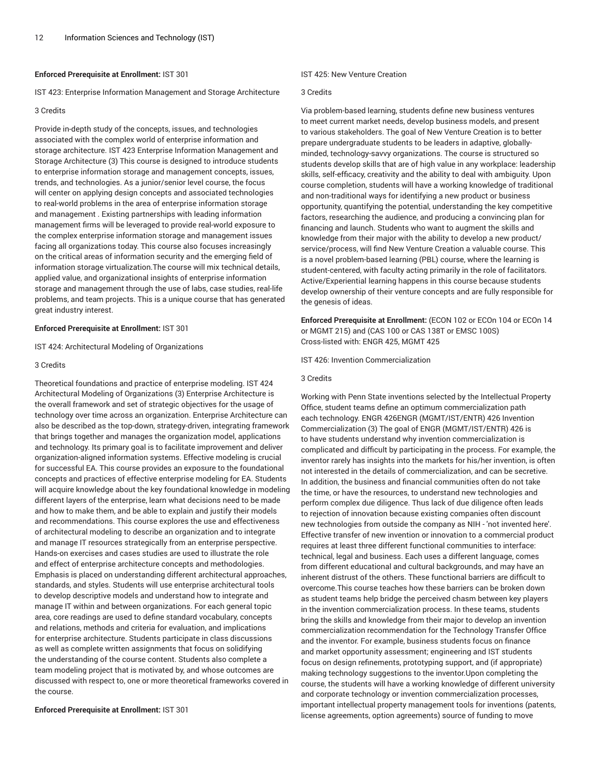**Enforced Prerequisite at Enrollment:** IST 301

IST 423: Enterprise Information Management and Storage Architecture

3 Credits

Provide in-depth study of the concepts, issues, and technologies associated with the complex world of enterprise information and storage architecture. IST 423 Enterprise Information Management and Storage Architecture (3) This course is designed to introduce students to enterprise information storage and management concepts, issues, trends, and technologies. As a junior/senior level course, the focus will center on applying design concepts and associated technologies to real-world problems in the area of enterprise information storage and management . Existing partnerships with leading information management firms will be leveraged to provide real-world exposure to the complex enterprise information storage and management issues facing all organizations today. This course also focuses increasingly on the critical areas of information security and the emerging field of information storage virtualization.The course will mix technical details, applied value, and organizational insights of enterprise information storage and management through the use of labs, case studies, real-life problems, and team projects. This is a unique course that has generated great industry interest.

**Enforced Prerequisite at Enrollment:** IST 301

IST 424: Architectural Modeling of Organizations

3 Credits

Theoretical foundations and practice of enterprise modeling. IST 424 Architectural Modeling of Organizations (3) Enterprise Architecture is the overall framework and set of strategic objectives for the usage of technology over time across an organization. Enterprise Architecture can also be described as the top-down, strategy-driven, integrating framework that brings together and manages the organization model, applications and technology. Its primary goal is to facilitate improvement and deliver organization-aligned information systems. Effective modeling is crucial for successful EA. This course provides an exposure to the foundational concepts and practices of effective enterprise modeling for EA. Students will acquire knowledge about the key foundational knowledge in modeling different layers of the enterprise, learn what decisions need to be made and how to make them, and be able to explain and justify their models and recommendations. This course explores the use and effectiveness of architectural modeling to describe an organization and to integrate and manage IT resources strategically from an enterprise perspective. Hands-on exercises and cases studies are used to illustrate the role and effect of enterprise architecture concepts and methodologies. Emphasis is placed on understanding different architectural approaches, standards, and styles. Students will use enterprise architectural tools to develop descriptive models and understand how to integrate and manage IT within and between organizations. For each general topic area, core readings are used to define standard vocabulary, concepts and relations, methods and criteria for evaluation, and implications for enterprise architecture. Students participate in class discussions as well as complete written assignments that focus on solidifying the understanding of the course content. Students also complete a team modeling project that is motivated by, and whose outcomes are discussed with respect to, one or more theoretical frameworks covered in the course.

**Enforced Prerequisite at Enrollment:** IST 301

IST 425: New Venture Creation

3 Credits

Via problem-based learning, students define new business ventures to meet current market needs, develop business models, and present to various stakeholders. The goal of New Venture Creation is to better prepare undergraduate students to be leaders in adaptive, globally-minded, technology-savvy organizations. The course is structured so students develop skills that are of high value in any workplace: leadership skills, self-efficacy, creativity and the ability to deal with ambiguity. Upon course completion, students will have a working knowledge of traditional and non-traditional ways for identifying a new product or business opportunity, quantifying the potential, understanding the key competitive factors, researching the audience, and producing a convincing plan for financing and launch. Students who want to augment the skills and knowledge from their major with the ability to develop a new product/service/process, will find New Venture Creation a valuable course. This is a novel problem-based learning (PBL) course, where the learning is student-centered, with faculty acting primarily in the role of facilitators. Active/Experiential learning happens in this course because students develop ownership of their venture concepts and are fully responsible for the genesis of ideas.

**Enforced Prerequisite at Enrollment:** (ECON 102 or ECOn 104 or ECOn 14 or MGMT 215) and (CAS 100 or CAS 138T or EMSC 100S)
Cross-listed with: ENGR 425, MGMT 425

IST 426: Invention Commercialization

3 Credits

Working with Penn State inventions selected by the Intellectual Property Office, student teams define an optimum commercialization path each technology. ENGR 426ENGR (MGMT/IST/ENTR) 426 Invention Commercialization (3) The goal of ENGR (MGMT/IST/ENTR) 426 is to have students understand why invention commercialization is complicated and difficult by participating in the process. For example, the inventor rarely has insights into the markets for his/her invention, is often not interested in the details of commercialization, and can be secretive. In addition, the business and financial communities often do not take the time, or have the resources, to understand new technologies and perform complex due diligence. Thus lack of due diligence often leads to rejection of innovation because existing companies often discount new technologies from outside the company as NIH - 'not invented here'. Effective transfer of new invention or innovation to a commercial product requires at least three different functional communities to interface: technical, legal and business. Each uses a different language, comes from different educational and cultural backgrounds, and may have an inherent distrust of the others. These functional barriers are difficult to overcome.This course teaches how these barriers can be broken down as student teams help bridge the perceived chasm between key players in the invention commercialization process. In these teams, students bring the skills and knowledge from their major to develop an invention commercialization recommendation for the Technology Transfer Office and the inventor. For example, business students focus on finance and market opportunity assessment; engineering and IST students focus on design refinements, prototyping support, and (if appropriate) making technology suggestions to the inventor.Upon completing the course, the students will have a working knowledge of different university and corporate technology or invention commercialization processes, important intellectual property management tools for inventions (patents, license agreements, option agreements) source of funding to move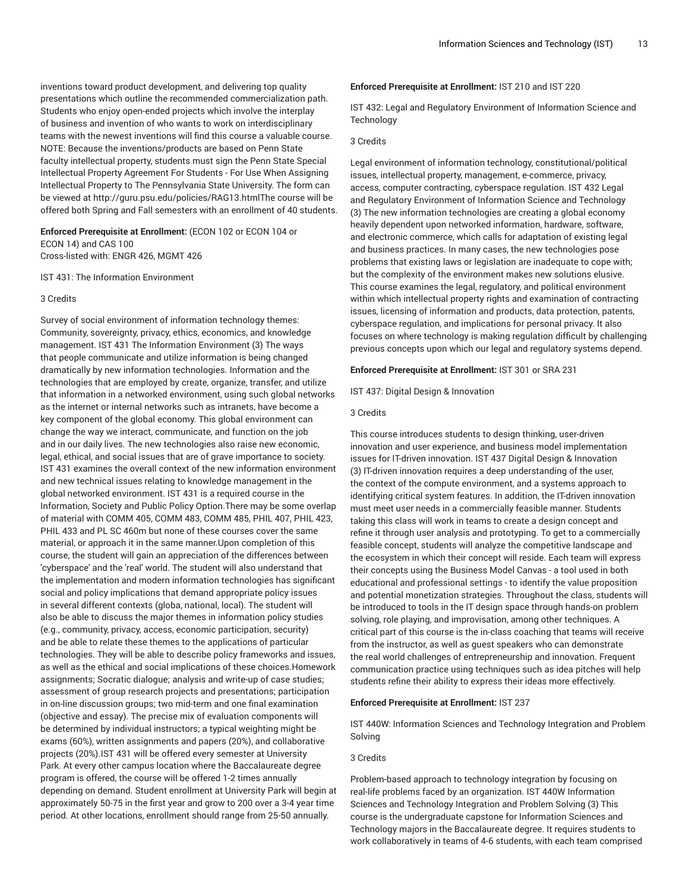inventions toward product development, and delivering top quality presentations which outline the recommended commercialization path. Students who enjoy open-ended projects which involve the interplay of business and invention of who wants to work on interdisciplinary teams with the newest inventions will find this course a valuable course. NOTE: Because the inventions/products are based on Penn State faculty intellectual property, students must sign the Penn State Special Intellectual Property Agreement For Students - For Use When Assigning Intellectual Property to The Pennsylvania State University. The form can be viewed at http://guru.psu.edu/policies/RAG13.htmlThe course will be offered both Spring and Fall semesters with an enrollment of 40 students.

**Enforced Prerequisite at Enrollment:** (ECON 102 or ECON 104 or ECON 14) and CAS 100
Cross-listed with: ENGR 426, MGMT 426

IST 431: The Information Environment

3 Credits

Survey of social environment of information technology themes: Community, sovereignty, privacy, ethics, economics, and knowledge management. IST 431 The Information Environment (3) The ways that people communicate and utilize information is being changed dramatically by new information technologies. Information and the technologies that are employed by create, organize, transfer, and utilize that information in a networked environment, using such global networks as the internet or internal networks such as intranets, have become a key component of the global economy. This global environment can change the way we interact, communicate, and function on the job and in our daily lives. The new technologies also raise new economic, legal, ethical, and social issues that are of grave importance to society. IST 431 examines the overall context of the new information environment and new technical issues relating to knowledge management in the global networked environment. IST 431 is a required course in the Information, Society and Public Policy Option.There may be some overlap of material with COMM 405, COMM 483, COMM 485, PHIL 407, PHIL 423, PHIL 433 and PL SC 460m but none of these courses cover the same material, or approach it in the same manner.Upon completion of this course, the student will gain an appreciation of the differences between 'cyberspace' and the 'real' world. The student will also understand that the implementation and modern information technologies has significant social and policy implications that demand appropriate policy issues in several different contexts (globa, national, local). The student will also be able to discuss the major themes in information policy studies (e.g., community, privacy, access, economic participation, security) and be able to relate these themes to the applications of particular technologies. They will be able to describe policy frameworks and issues, as well as the ethical and social implications of these choices.Homework assignments; Socratic dialogue; analysis and write-up of case studies; assessment of group research projects and presentations; participation in on-line discussion groups; two mid-term and one final examination (objective and essay). The precise mix of evaluation components will be determined by individual instructors; a typical weighting might be exams (60%), written assignments and papers (20%), and collaborative projects (20%).IST 431 will be offered every semester at University Park. At every other campus location where the Baccalaureate degree program is offered, the course will be offered 1-2 times annually depending on demand. Student enrollment at University Park will begin at approximately 50-75 in the first year and grow to 200 over a 3-4 year time period. At other locations, enrollment should range from 25-50 annually.

**Enforced Prerequisite at Enrollment:** IST 210 and IST 220

IST 432: Legal and Regulatory Environment of Information Science and Technology

3 Credits

Legal environment of information technology, constitutional/political issues, intellectual property, management, e-commerce, privacy, access, computer contracting, cyberspace regulation. IST 432 Legal and Regulatory Environment of Information Science and Technology (3) The new information technologies are creating a global economy heavily dependent upon networked information, hardware, software, and electronic commerce, which calls for adaptation of existing legal and business practices. In many cases, the new technologies pose problems that existing laws or legislation are inadequate to cope with; but the complexity of the environment makes new solutions elusive. This course examines the legal, regulatory, and political environment within which intellectual property rights and examination of contracting issues, licensing of information and products, data protection, patents, cyberspace regulation, and implications for personal privacy. It also focuses on where technology is making regulation difficult by challenging previous concepts upon which our legal and regulatory systems depend.

**Enforced Prerequisite at Enrollment:** IST 301 or SRA 231

IST 437: Digital Design & Innovation

3 Credits

This course introduces students to design thinking, user-driven innovation and user experience, and business model implementation issues for IT-driven innovation. IST 437 Digital Design & Innovation (3) IT-driven innovation requires a deep understanding of the user, the context of the compute environment, and a systems approach to identifying critical system features. In addition, the IT-driven innovation must meet user needs in a commercially feasible manner. Students taking this class will work in teams to create a design concept and refine it through user analysis and prototyping. To get to a commercially feasible concept, students will analyze the competitive landscape and the ecosystem in which their concept will reside. Each team will express their concepts using the Business Model Canvas - a tool used in both educational and professional settings - to identify the value proposition and potential monetization strategies. Throughout the class, students will be introduced to tools in the IT design space through hands-on problem solving, role playing, and improvisation, among other techniques. A critical part of this course is the in-class coaching that teams will receive from the instructor, as well as guest speakers who can demonstrate the real world challenges of entrepreneurship and innovation. Frequent communication practice using techniques such as idea pitches will help students refine their ability to express their ideas more effectively.

**Enforced Prerequisite at Enrollment:** IST 237

IST 440W: Information Sciences and Technology Integration and Problem Solving

3 Credits

Problem-based approach to technology integration by focusing on real-life problems faced by an organization. IST 440W Information Sciences and Technology Integration and Problem Solving (3) This course is the undergraduate capstone for Information Sciences and Technology majors in the Baccalaureate degree. It requires students to work collaboratively in teams of 4-6 students, with each team comprised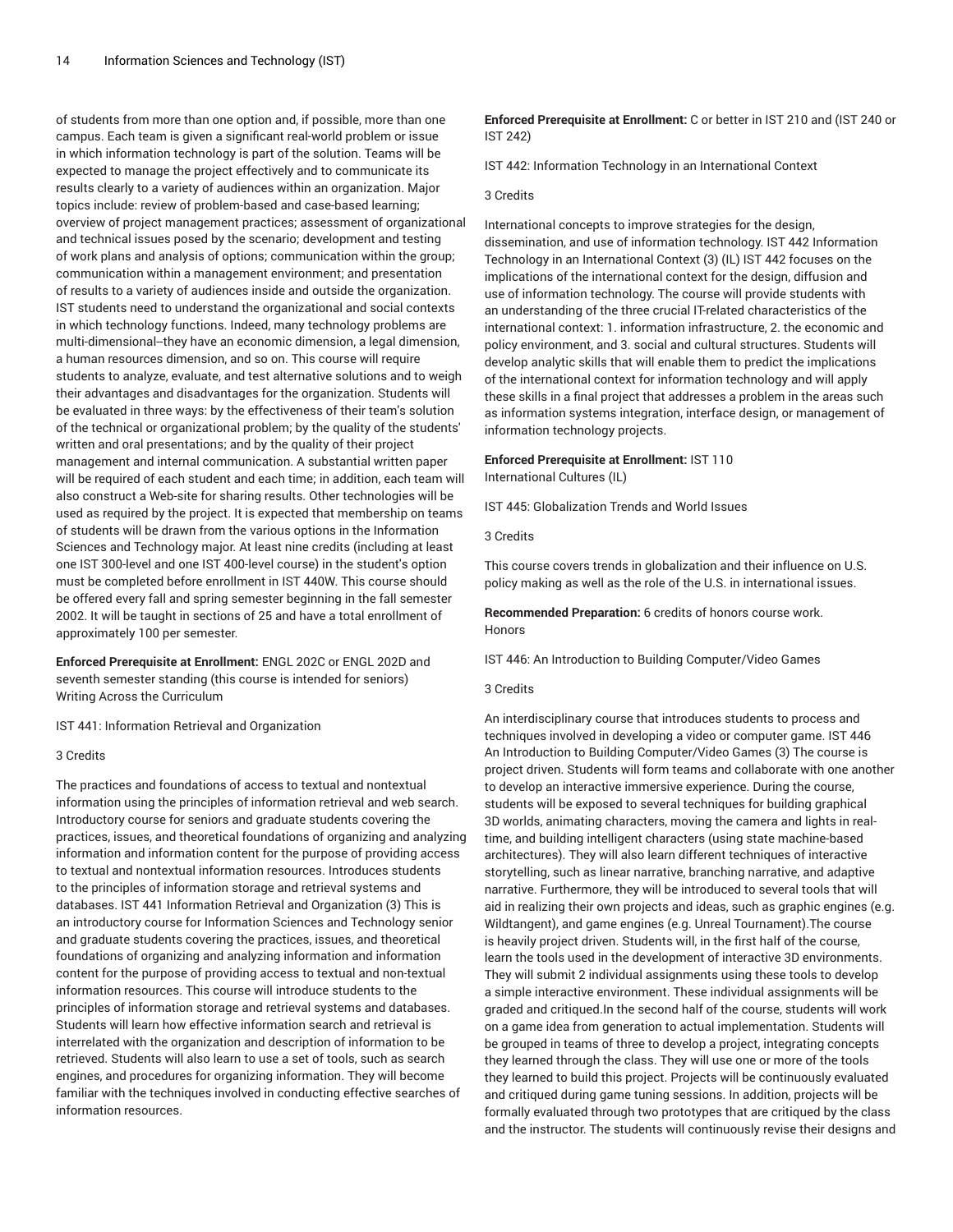of students from more than one option and, if possible, more than one campus. Each team is given a significant real-world problem or issue in which information technology is part of the solution. Teams will be expected to manage the project effectively and to communicate its results clearly to a variety of audiences within an organization. Major topics include: review of problem-based and case-based learning; overview of project management practices; assessment of organizational and technical issues posed by the scenario; development and testing of work plans and analysis of options; communication within the group; communication within a management environment; and presentation of results to a variety of audiences inside and outside the organization. IST students need to understand the organizational and social contexts in which technology functions. Indeed, many technology problems are multi-dimensional--they have an economic dimension, a legal dimension, a human resources dimension, and so on. This course will require students to analyze, evaluate, and test alternative solutions and to weigh their advantages and disadvantages for the organization. Students will be evaluated in three ways: by the effectiveness of their team's solution of the technical or organizational problem; by the quality of the students' written and oral presentations; and by the quality of their project management and internal communication. A substantial written paper will be required of each student and each time; in addition, each team will also construct a Web-site for sharing results. Other technologies will be used as required by the project. It is expected that membership on teams of students will be drawn from the various options in the Information Sciences and Technology major. At least nine credits (including at least one IST 300-level and one IST 400-level course) in the student's option must be completed before enrollment in IST 440W. This course should be offered every fall and spring semester beginning in the fall semester 2002. It will be taught in sections of 25 and have a total enrollment of approximately 100 per semester.

**Enforced Prerequisite at Enrollment:** ENGL 202C or ENGL 202D and seventh semester standing (this course is intended for seniors)
Writing Across the Curriculum

IST 441: Information Retrieval and Organization

3 Credits

The practices and foundations of access to textual and nontextual information using the principles of information retrieval and web search. Introductory course for seniors and graduate students covering the practices, issues, and theoretical foundations of organizing and analyzing information and information content for the purpose of providing access to textual and nontextual information resources. Introduces students to the principles of information storage and retrieval systems and databases. IST 441 Information Retrieval and Organization (3) This is an introductory course for Information Sciences and Technology senior and graduate students covering the practices, issues, and theoretical foundations of organizing and analyzing information and information content for the purpose of providing access to textual and non-textual information resources. This course will introduce students to the principles of information storage and retrieval systems and databases. Students will learn how effective information search and retrieval is interrelated with the organization and description of information to be retrieved. Students will also learn to use a set of tools, such as search engines, and procedures for organizing information. They will become familiar with the techniques involved in conducting effective searches of information resources.

**Enforced Prerequisite at Enrollment:** C or better in IST 210 and (IST 240 or IST 242)

IST 442: Information Technology in an International Context

3 Credits

International concepts to improve strategies for the design, dissemination, and use of information technology. IST 442 Information Technology in an International Context (3) (IL) IST 442 focuses on the implications of the international context for the design, diffusion and use of information technology. The course will provide students with an understanding of the three crucial IT-related characteristics of the international context: 1. information infrastructure, 2. the economic and policy environment, and 3. social and cultural structures. Students will develop analytic skills that will enable them to predict the implications of the international context for information technology and will apply these skills in a final project that addresses a problem in the areas such as information systems integration, interface design, or management of information technology projects.

**Enforced Prerequisite at Enrollment:** IST 110
International Cultures (IL)

IST 445: Globalization Trends and World Issues

3 Credits

This course covers trends in globalization and their influence on U.S. policy making as well as the role of the U.S. in international issues.

**Recommended Preparation:** 6 credits of honors course work.
Honors

IST 446: An Introduction to Building Computer/Video Games

3 Credits

An interdisciplinary course that introduces students to process and techniques involved in developing a video or computer game. IST 446 An Introduction to Building Computer/Video Games (3) The course is project driven. Students will form teams and collaborate with one another to develop an interactive immersive experience. During the course, students will be exposed to several techniques for building graphical 3D worlds, animating characters, moving the camera and lights in real-time, and building intelligent characters (using state machine-based architectures). They will also learn different techniques of interactive storytelling, such as linear narrative, branching narrative, and adaptive narrative. Furthermore, they will be introduced to several tools that will aid in realizing their own projects and ideas, such as graphic engines (e.g. Wildtangent), and game engines (e.g. Unreal Tournament).The course is heavily project driven. Students will, in the first half of the course, learn the tools used in the development of interactive 3D environments. They will submit 2 individual assignments using these tools to develop a simple interactive environment. These individual assignments will be graded and critiqued.In the second half of the course, students will work on a game idea from generation to actual implementation. Students will be grouped in teams of three to develop a project, integrating concepts they learned through the class. They will use one or more of the tools they learned to build this project. Projects will be continuously evaluated and critiqued during game tuning sessions. In addition, projects will be formally evaluated through two prototypes that are critiqued by the class and the instructor. The students will continuously revise their designs and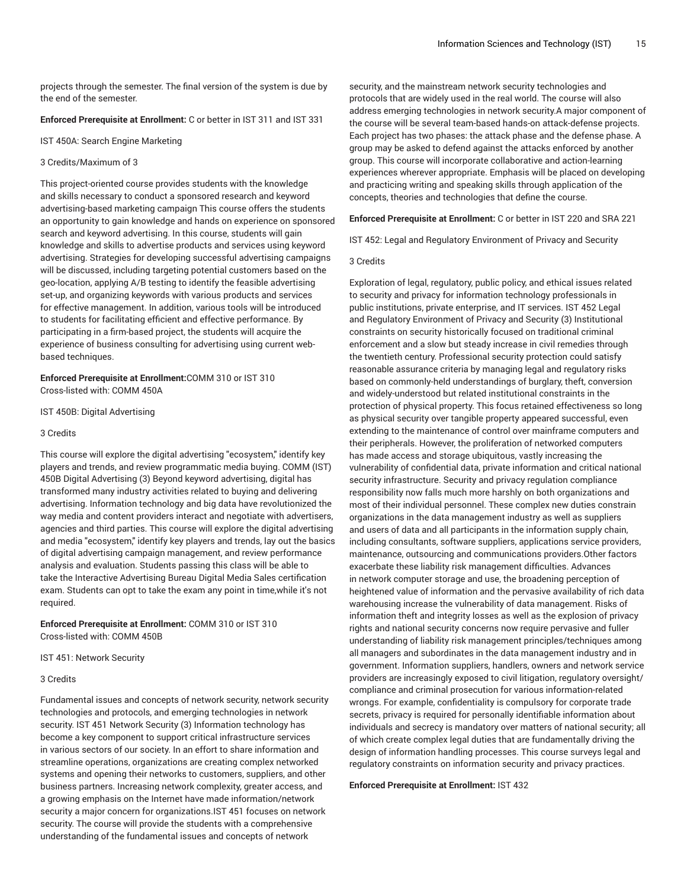projects through the semester. The final version of the system is due by the end of the semester.

**Enforced Prerequisite at Enrollment:** C or better in IST 311 and IST 331

IST 450A: Search Engine Marketing

3 Credits/Maximum of 3

This project-oriented course provides students with the knowledge and skills necessary to conduct a sponsored research and keyword advertising-based marketing campaign This course offers the students an opportunity to gain knowledge and hands on experience on sponsored search and keyword advertising. In this course, students will gain knowledge and skills to advertise products and services using keyword advertising. Strategies for developing successful advertising campaigns will be discussed, including targeting potential customers based on the geo-location, applying A/B testing to identify the feasible advertising set-up, and organizing keywords with various products and services for effective management. In addition, various tools will be introduced to students for facilitating efficient and effective performance. By participating in a firm-based project, the students will acquire the experience of business consulting for advertising using current web-based techniques.

**Enforced Prerequisite at Enrollment:**COMM 310 or IST 310
Cross-listed with: COMM 450A

IST 450B: Digital Advertising

3 Credits

This course will explore the digital advertising "ecosystem," identify key players and trends, and review programmatic media buying. COMM (IST) 450B Digital Advertising (3) Beyond keyword advertising, digital has transformed many industry activities related to buying and delivering advertising. Information technology and big data have revolutionized the way media and content providers interact and negotiate with advertisers, agencies and third parties. This course will explore the digital advertising and media "ecosystem," identify key players and trends, lay out the basics of digital advertising campaign management, and review performance analysis and evaluation. Students passing this class will be able to take the Interactive Advertising Bureau Digital Media Sales certification exam. Students can opt to take the exam any point in time,while it's not required.

**Enforced Prerequisite at Enrollment:** COMM 310 or IST 310
Cross-listed with: COMM 450B

IST 451: Network Security

3 Credits

Fundamental issues and concepts of network security, network security technologies and protocols, and emerging technologies in network security. IST 451 Network Security (3) Information technology has become a key component to support critical infrastructure services in various sectors of our society. In an effort to share information and streamline operations, organizations are creating complex networked systems and opening their networks to customers, suppliers, and other business partners. Increasing network complexity, greater access, and a growing emphasis on the Internet have made information/network security a major concern for organizations.IST 451 focuses on network security. The course will provide the students with a comprehensive understanding of the fundamental issues and concepts of network security, and the mainstream network security technologies and protocols that are widely used in the real world. The course will also address emerging technologies in network security.A major component of the course will be several team-based hands-on attack-defense projects. Each project has two phases: the attack phase and the defense phase. A group may be asked to defend against the attacks enforced by another group. This course will incorporate collaborative and action-learning experiences wherever appropriate. Emphasis will be placed on developing and practicing writing and speaking skills through application of the concepts, theories and technologies that define the course.

**Enforced Prerequisite at Enrollment:** C or better in IST 220 and SRA 221

IST 452: Legal and Regulatory Environment of Privacy and Security

3 Credits

Exploration of legal, regulatory, public policy, and ethical issues related to security and privacy for information technology professionals in public institutions, private enterprise, and IT services. IST 452 Legal and Regulatory Environment of Privacy and Security (3) Institutional constraints on security historically focused on traditional criminal enforcement and a slow but steady increase in civil remedies through the twentieth century. Professional security protection could satisfy reasonable assurance criteria by managing legal and regulatory risks based on commonly-held understandings of burglary, theft, conversion and widely-understood but related institutional constraints in the protection of physical property. This focus retained effectiveness so long as physical security over tangible property appeared successful, even extending to the maintenance of control over mainframe computers and their peripherals. However, the proliferation of networked computers has made access and storage ubiquitous, vastly increasing the vulnerability of confidential data, private information and critical national security infrastructure. Security and privacy regulation compliance responsibility now falls much more harshly on both organizations and most of their individual personnel. These complex new duties constrain organizations in the data management industry as well as suppliers and users of data and all participants in the information supply chain, including consultants, software suppliers, applications service providers, maintenance, outsourcing and communications providers.Other factors exacerbate these liability risk management difficulties. Advances in network computer storage and use, the broadening perception of heightened value of information and the pervasive availability of rich data warehousing increase the vulnerability of data management. Risks of information theft and integrity losses as well as the explosion of privacy rights and national security concerns now require pervasive and fuller understanding of liability risk management principles/techniques among all managers and subordinates in the data management industry and in government. Information suppliers, handlers, owners and network service providers are increasingly exposed to civil litigation, regulatory oversight/compliance and criminal prosecution for various information-related wrongs. For example, confidentiality is compulsory for corporate trade secrets, privacy is required for personally identifiable information about individuals and secrecy is mandatory over matters of national security; all of which create complex legal duties that are fundamentally driving the design of information handling processes. This course surveys legal and regulatory constraints on information security and privacy practices.

**Enforced Prerequisite at Enrollment:** IST 432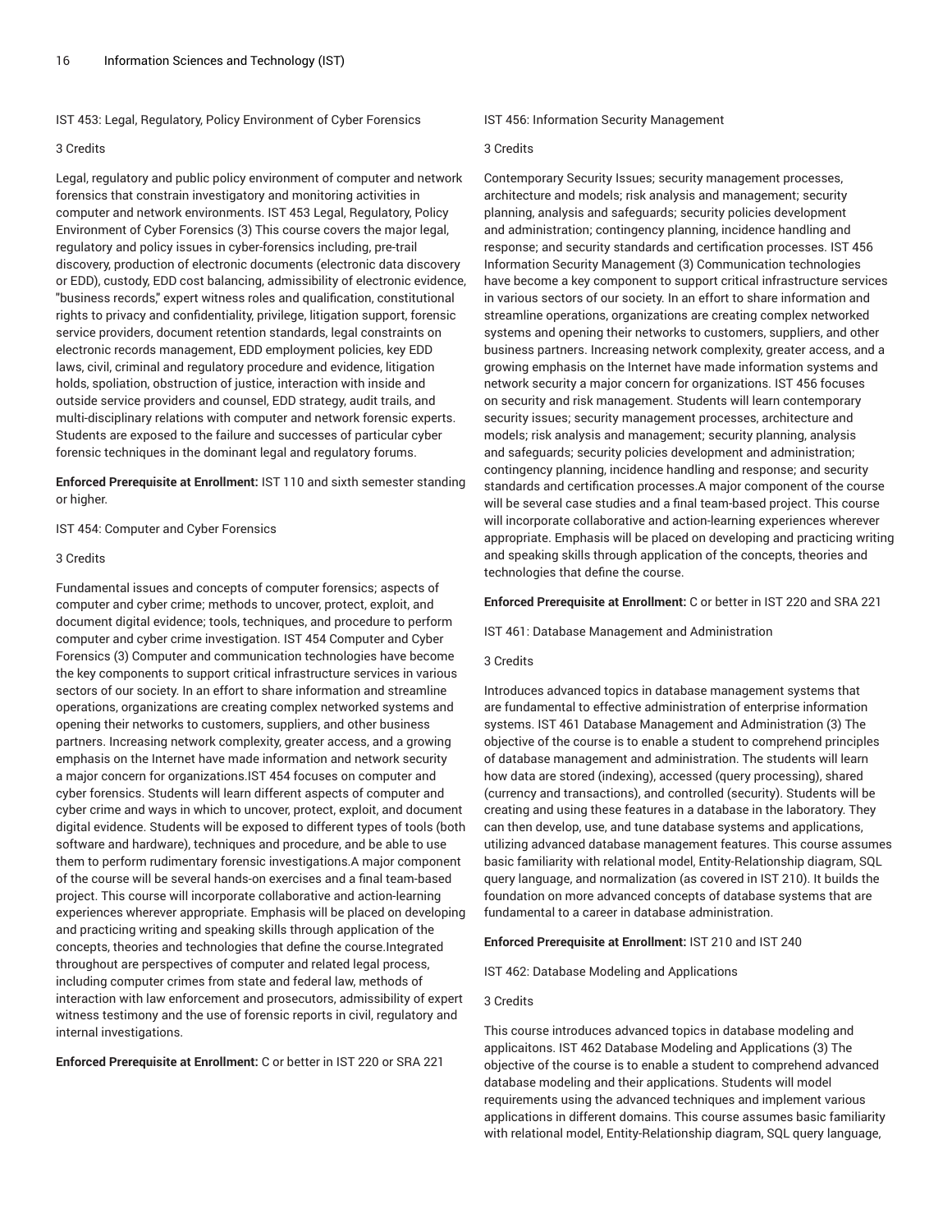### IST 453: Legal, Regulatory, Policy Environment of Cyber Forensics

3 Credits

Legal, regulatory and public policy environment of computer and network forensics that constrain investigatory and monitoring activities in computer and network environments. IST 453 Legal, Regulatory, Policy Environment of Cyber Forensics (3) This course covers the major legal, regulatory and policy issues in cyber-forensics including, pre-trail discovery, production of electronic documents (electronic data discovery or EDD), custody, EDD cost balancing, admissibility of electronic evidence, "business records," expert witness roles and qualification, constitutional rights to privacy and confidentiality, privilege, litigation support, forensic service providers, document retention standards, legal constraints on electronic records management, EDD employment policies, key EDD laws, civil, criminal and regulatory procedure and evidence, litigation holds, spoliation, obstruction of justice, interaction with inside and outside service providers and counsel, EDD strategy, audit trails, and multi-disciplinary relations with computer and network forensic experts. Students are exposed to the failure and successes of particular cyber forensic techniques in the dominant legal and regulatory forums.

**Enforced Prerequisite at Enrollment:** IST 110 and sixth semester standing or higher.

### IST 454: Computer and Cyber Forensics

3 Credits

Fundamental issues and concepts of computer forensics; aspects of computer and cyber crime; methods to uncover, protect, exploit, and document digital evidence; tools, techniques, and procedure to perform computer and cyber crime investigation. IST 454 Computer and Cyber Forensics (3) Computer and communication technologies have become the key components to support critical infrastructure services in various sectors of our society. In an effort to share information and streamline operations, organizations are creating complex networked systems and opening their networks to customers, suppliers, and other business partners. Increasing network complexity, greater access, and a growing emphasis on the Internet have made information and network security a major concern for organizations.IST 454 focuses on computer and cyber forensics. Students will learn different aspects of computer and cyber crime and ways in which to uncover, protect, exploit, and document digital evidence. Students will be exposed to different types of tools (both software and hardware), techniques and procedure, and be able to use them to perform rudimentary forensic investigations.A major component of the course will be several hands-on exercises and a final team-based project. This course will incorporate collaborative and action-learning experiences wherever appropriate. Emphasis will be placed on developing and practicing writing and speaking skills through application of the concepts, theories and technologies that define the course.Integrated throughout are perspectives of computer and related legal process, including computer crimes from state and federal law, methods of interaction with law enforcement and prosecutors, admissibility of expert witness testimony and the use of forensic reports in civil, regulatory and internal investigations.

**Enforced Prerequisite at Enrollment:** C or better in IST 220 or SRA 221

### IST 456: Information Security Management

3 Credits

Contemporary Security Issues; security management processes, architecture and models; risk analysis and management; security planning, analysis and safeguards; security policies development and administration; contingency planning, incidence handling and response; and security standards and certification processes. IST 456 Information Security Management (3) Communication technologies have become a key component to support critical infrastructure services in various sectors of our society. In an effort to share information and streamline operations, organizations are creating complex networked systems and opening their networks to customers, suppliers, and other business partners. Increasing network complexity, greater access, and a growing emphasis on the Internet have made information systems and network security a major concern for organizations. IST 456 focuses on security and risk management. Students will learn contemporary security issues; security management processes, architecture and models; risk analysis and management; security planning, analysis and safeguards; security policies development and administration; contingency planning, incidence handling and response; and security standards and certification processes.A major component of the course will be several case studies and a final team-based project. This course will incorporate collaborative and action-learning experiences wherever appropriate. Emphasis will be placed on developing and practicing writing and speaking skills through application of the concepts, theories and technologies that define the course.

**Enforced Prerequisite at Enrollment:** C or better in IST 220 and SRA 221

### IST 461: Database Management and Administration

3 Credits

Introduces advanced topics in database management systems that are fundamental to effective administration of enterprise information systems. IST 461 Database Management and Administration (3) The objective of the course is to enable a student to comprehend principles of database management and administration. The students will learn how data are stored (indexing), accessed (query processing), shared (currency and transactions), and controlled (security). Students will be creating and using these features in a database in the laboratory. They can then develop, use, and tune database systems and applications, utilizing advanced database management features. This course assumes basic familiarity with relational model, Entity-Relationship diagram, SQL query language, and normalization (as covered in IST 210). It builds the foundation on more advanced concepts of database systems that are fundamental to a career in database administration.

**Enforced Prerequisite at Enrollment:** IST 210 and IST 240

### IST 462: Database Modeling and Applications

3 Credits

This course introduces advanced topics in database modeling and applicaitons. IST 462 Database Modeling and Applications (3) The objective of the course is to enable a student to comprehend advanced database modeling and their applications. Students will model requirements using the advanced techniques and implement various applications in different domains. This course assumes basic familiarity with relational model, Entity-Relationship diagram, SQL query language,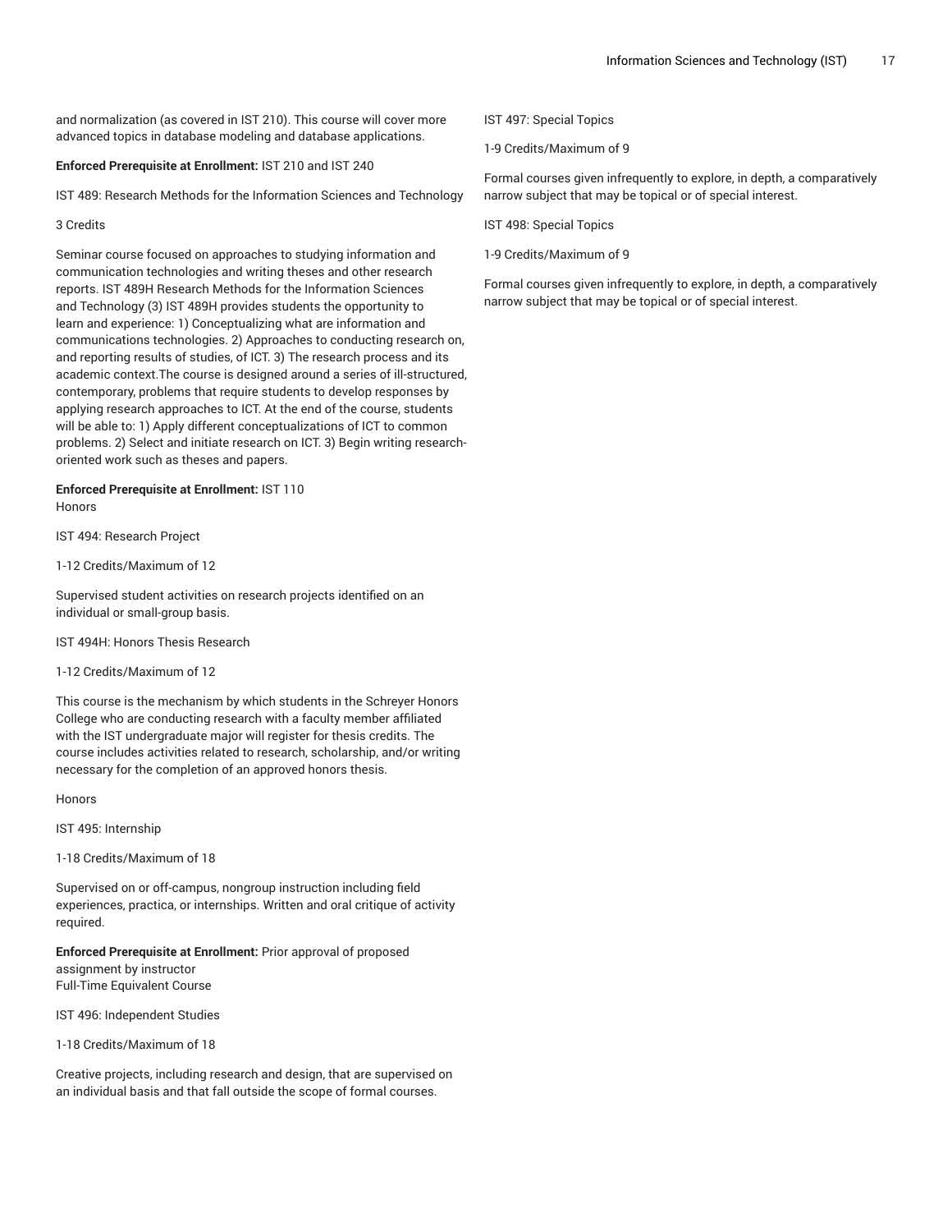and normalization (as covered in IST 210). This course will cover more advanced topics in database modeling and database applications.

**Enforced Prerequisite at Enrollment:** IST 210 and IST 240

IST 489: Research Methods for the Information Sciences and Technology

3 Credits

Seminar course focused on approaches to studying information and communication technologies and writing theses and other research reports. IST 489H Research Methods for the Information Sciences and Technology (3) IST 489H provides students the opportunity to learn and experience: 1) Conceptualizing what are information and communications technologies. 2) Approaches to conducting research on, and reporting results of studies, of ICT. 3) The research process and its academic context.The course is designed around a series of ill-structured, contemporary, problems that require students to develop responses by applying research approaches to ICT. At the end of the course, students will be able to: 1) Apply different conceptualizations of ICT to common problems. 2) Select and initiate research on ICT. 3) Begin writing research-oriented work such as theses and papers.

**Enforced Prerequisite at Enrollment:** IST 110
Honors

IST 494: Research Project

1-12 Credits/Maximum of 12

Supervised student activities on research projects identified on an individual or small-group basis.

IST 494H: Honors Thesis Research

1-12 Credits/Maximum of 12

This course is the mechanism by which students in the Schreyer Honors College who are conducting research with a faculty member affiliated with the IST undergraduate major will register for thesis credits. The course includes activities related to research, scholarship, and/or writing necessary for the completion of an approved honors thesis.

Honors

IST 495: Internship

1-18 Credits/Maximum of 18

Supervised on or off-campus, nongroup instruction including field experiences, practica, or internships. Written and oral critique of activity required.

**Enforced Prerequisite at Enrollment:** Prior approval of proposed assignment by instructor
Full-Time Equivalent Course

IST 496: Independent Studies

1-18 Credits/Maximum of 18

Creative projects, including research and design, that are supervised on an individual basis and that fall outside the scope of formal courses.

IST 497: Special Topics

1-9 Credits/Maximum of 9

Formal courses given infrequently to explore, in depth, a comparatively narrow subject that may be topical or of special interest.

IST 498: Special Topics

1-9 Credits/Maximum of 9

Formal courses given infrequently to explore, in depth, a comparatively narrow subject that may be topical or of special interest.